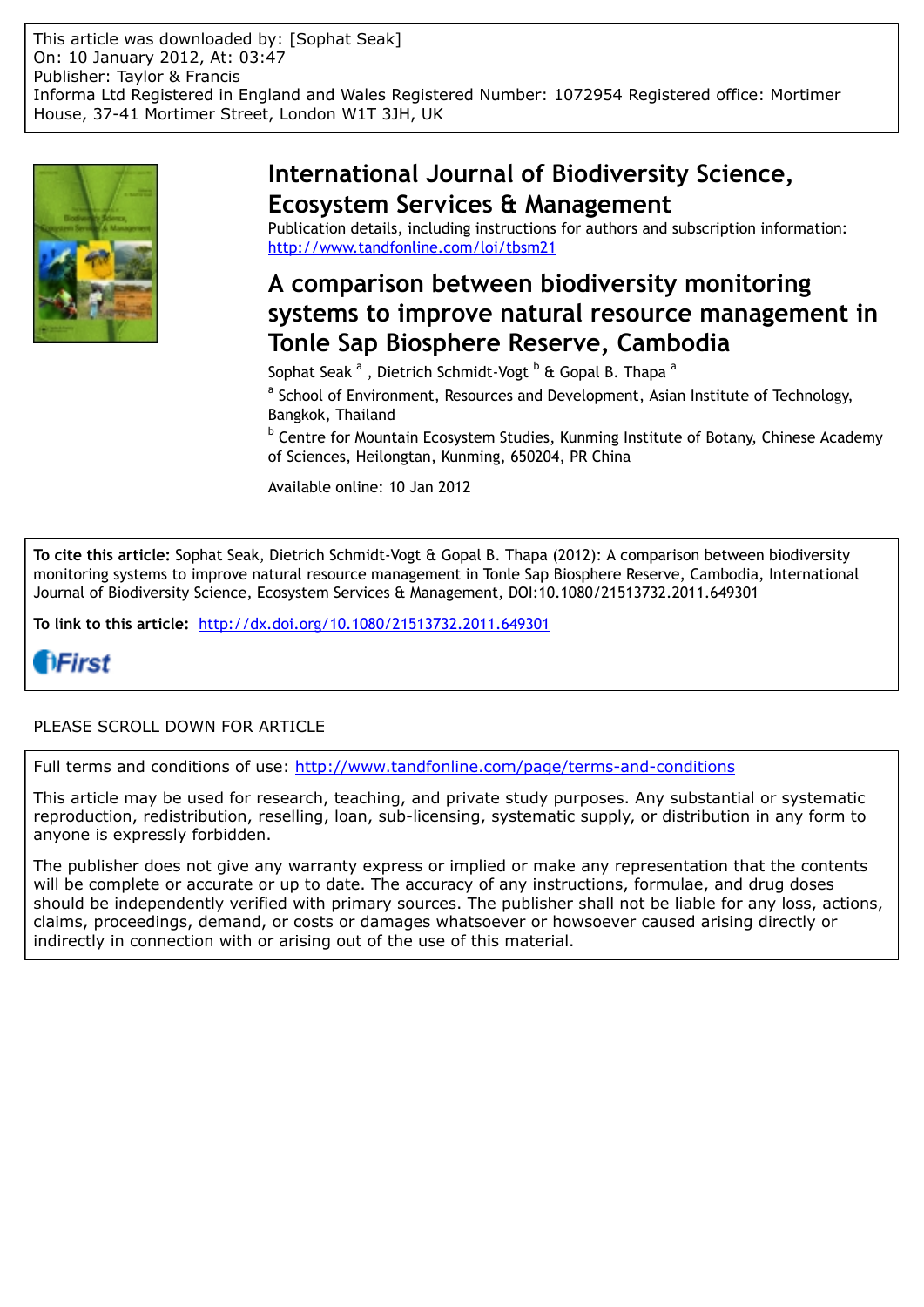This article was downloaded by: [Sophat Seak]
On: 10 January 2012, At: 03:47
Publisher: Taylor & Francis
Informa Ltd Registered in England and Wales Registered Number: 1072954 Registered office: Mortimer House, 37-41 Mortimer Street, London W1T 3JH, UK

# International Journal of Biodiversity Science, Ecosystem Services & Management

Publication details, including instructions for authors and subscription information:
http://www.tandfonline.com/loi/tbsm21

# A comparison between biodiversity monitoring systems to improve natural resource management in Tonle Sap Biosphere Reserve, Cambodia

Sophat Seak [a] , Dietrich Schmidt-Vogt [b] & Gopal B. Thapa [a]

[a] School of Environment, Resources and Development, Asian Institute of Technology, Bangkok, Thailand

[b] Centre for Mountain Ecosystem Studies, Kunming Institute of Botany, Chinese Academy of Sciences, Heilongtan, Kunming, 650204, PR China

Available online: 10 Jan 2012

**To cite this article:** Sophat Seak, Dietrich Schmidt-Vogt & Gopal B. Thapa (2012): A comparison between biodiversity monitoring systems to improve natural resource management in Tonle Sap Biosphere Reserve, Cambodia, International Journal of Biodiversity Science, Ecosystem Services & Management, DOI:10.1080/21513732.2011.649301

**To link to this article:** http://dx.doi.org/10.1080/21513732.2011.649301

iFirst

PLEASE SCROLL DOWN FOR ARTICLE

Full terms and conditions of use: http://www.tandfonline.com/page/terms-and-conditions

This article may be used for research, teaching, and private study purposes. Any substantial or systematic reproduction, redistribution, reselling, loan, sub-licensing, systematic supply, or distribution in any form to anyone is expressly forbidden.

The publisher does not give any warranty express or implied or make any representation that the contents will be complete or accurate or up to date. The accuracy of any instructions, formulae, and drug doses should be independently verified with primary sources. The publisher shall not be liable for any loss, actions, claims, proceedings, demand, or costs or damages whatsoever or howsoever caused arising directly or indirectly in connection with or arising out of the use of this material.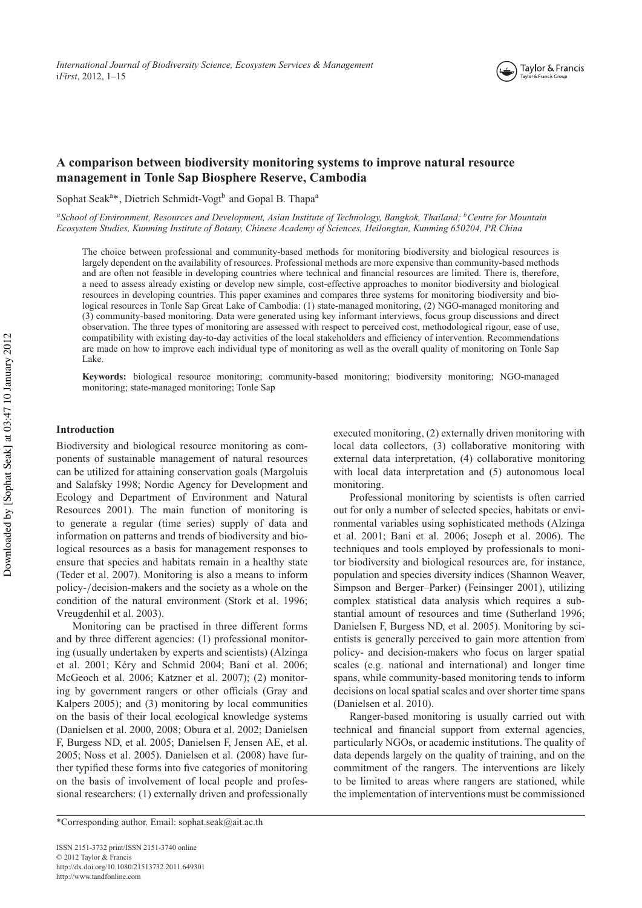# A comparison between biodiversity monitoring systems to improve natural resource management in Tonle Sap Biosphere Reserve, Cambodia

Sophat Seak[a]*, Dietrich Schmidt-Vogt[b] and Gopal B. Thapa[a]

[a]*School of Environment, Resources and Development, Asian Institute of Technology, Bangkok, Thailand;* [b]*Centre for Mountain Ecosystem Studies, Kunming Institute of Botany, Chinese Academy of Sciences, Heilongtan, Kunming 650204, PR China*

The choice between professional and community-based methods for monitoring biodiversity and biological resources is largely dependent on the availability of resources. Professional methods are more expensive than community-based methods and are often not feasible in developing countries where technical and financial resources are limited. There is, therefore, a need to assess already existing or develop new simple, cost-effective approaches to monitor biodiversity and biological resources in developing countries. This paper examines and compares three systems for monitoring biodiversity and biological resources in Tonle Sap Great Lake of Cambodia: (1) state-managed monitoring, (2) NGO-managed monitoring and (3) community-based monitoring. Data were generated using key informant interviews, focus group discussions and direct observation. The three types of monitoring are assessed with respect to perceived cost, methodological rigour, ease of use, compatibility with existing day-to-day activities of the local stakeholders and efficiency of intervention. Recommendations are made on how to improve each individual type of monitoring as well as the overall quality of monitoring on Tonle Sap Lake.

**Keywords:** biological resource monitoring; community-based monitoring; biodiversity monitoring; NGO-managed monitoring; state-managed monitoring; Tonle Sap

## Introduction

Biodiversity and biological resource monitoring as components of sustainable management of natural resources can be utilized for attaining conservation goals (Margoluis and Salafsky 1998; Nordic Agency for Development and Ecology and Department of Environment and Natural Resources 2001). The main function of monitoring is to generate a regular (time series) supply of data and information on patterns and trends of biodiversity and biological resources as a basis for management responses to ensure that species and habitats remain in a healthy state (Teder et al. 2007). Monitoring is also a means to inform policy-/decision-makers and the society as a whole on the condition of the natural environment (Stork et al. 1996; Vreugdenhil et al. 2003).

Monitoring can be practised in three different forms and by three different agencies: (1) professional monitoring (usually undertaken by experts and scientists) (Alzinga et al. 2001; Kéry and Schmid 2004; Bani et al. 2006; McGeoch et al. 2006; Katzner et al. 2007); (2) monitoring by government rangers or other officials (Gray and Kalpers 2005); and (3) monitoring by local communities on the basis of their local ecological knowledge systems (Danielsen et al. 2000, 2008; Obura et al. 2002; Danielsen F, Burgess ND, et al. 2005; Danielsen F, Jensen AE, et al. 2005; Noss et al. 2005). Danielsen et al. (2008) have further typified these forms into five categories of monitoring on the basis of involvement of local people and professional researchers: (1) externally driven and professionally executed monitoring, (2) externally driven monitoring with local data collectors, (3) collaborative monitoring with external data interpretation, (4) collaborative monitoring with local data interpretation and (5) autonomous local monitoring.

Professional monitoring by scientists is often carried out for only a number of selected species, habitats or environmental variables using sophisticated methods (Alzinga et al. 2001; Bani et al. 2006; Joseph et al. 2006). The techniques and tools employed by professionals to monitor biodiversity and biological resources are, for instance, population and species diversity indices (Shannon Weaver, Simpson and Berger–Parker) (Feinsinger 2001), utilizing complex statistical data analysis which requires a substantial amount of resources and time (Sutherland 1996; Danielsen F, Burgess ND, et al. 2005). Monitoring by scientists is generally perceived to gain more attention from policy- and decision-makers who focus on larger spatial scales (e.g. national and international) and longer time spans, while community-based monitoring tends to inform decisions on local spatial scales and over shorter time spans (Danielsen et al. 2010).

Ranger-based monitoring is usually carried out with technical and financial support from external agencies, particularly NGOs, or academic institutions. The quality of data depends largely on the quality of training, and on the commitment of the rangers. The interventions are likely to be limited to areas where rangers are stationed, while the implementation of interventions must be commissioned

*Corresponding author. Email: sophat.seak@ait.ac.th

ISSN 2151-3732 print/ISSN 2151-3740 online
© 2012 Taylor & Francis
http://dx.doi.org/10.1080/21513732.2011.649301
http://www.tandfonline.com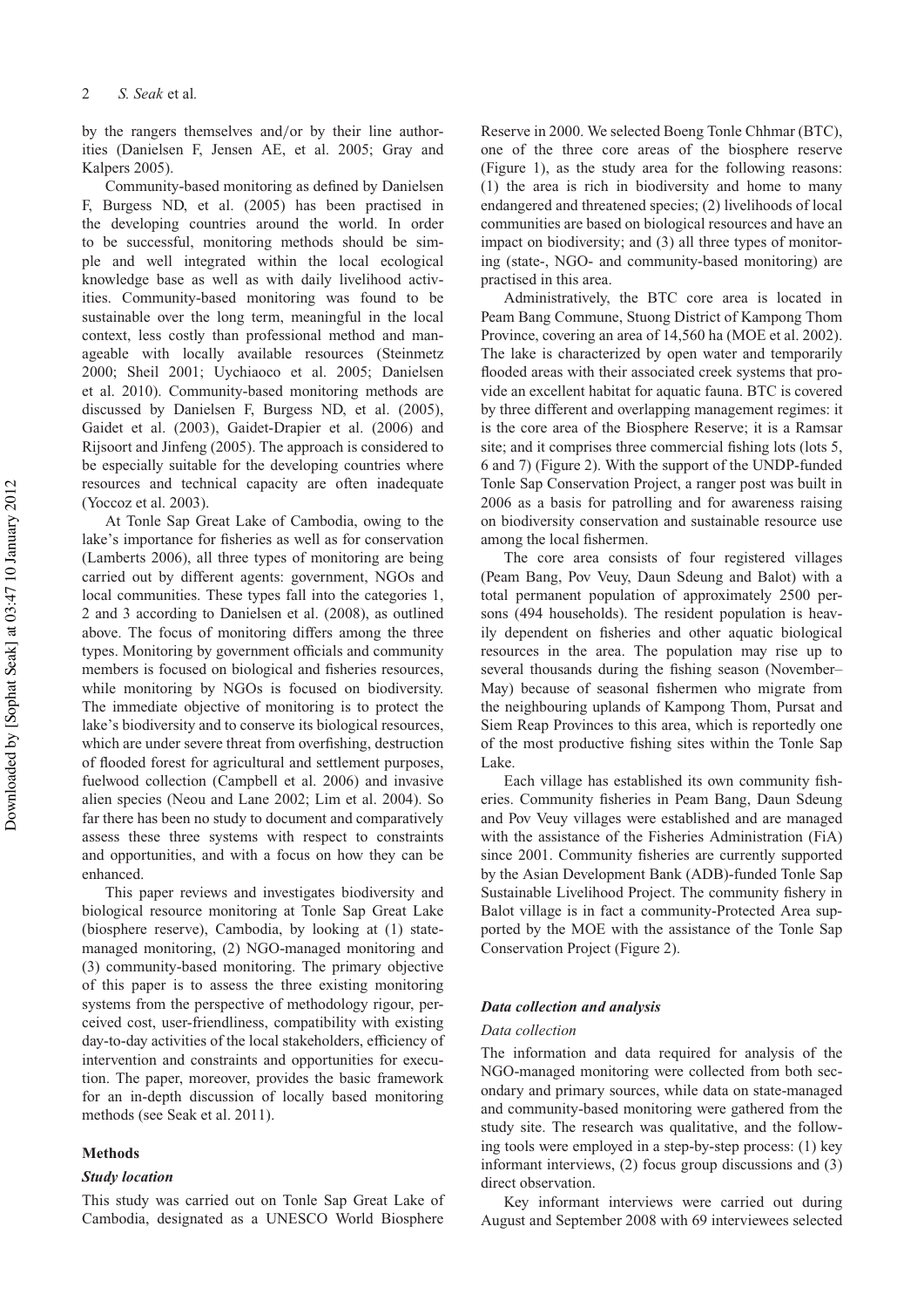by the rangers themselves and/or by their line authorities (Danielsen F, Jensen AE, et al. 2005; Gray and Kalpers 2005).

Community-based monitoring as defined by Danielsen F, Burgess ND, et al. (2005) has been practised in the developing countries around the world. In order to be successful, monitoring methods should be simple and well integrated within the local ecological knowledge base as well as with daily livelihood activities. Community-based monitoring was found to be sustainable over the long term, meaningful in the local context, less costly than professional method and manageable with locally available resources (Steinmetz 2000; Sheil 2001; Uychiaoco et al. 2005; Danielsen et al. 2010). Community-based monitoring methods are discussed by Danielsen F, Burgess ND, et al. (2005), Gaidet et al. (2003), Gaidet-Drapier et al. (2006) and Rijsoort and Jinfeng (2005). The approach is considered to be especially suitable for the developing countries where resources and technical capacity are often inadequate (Yoccoz et al. 2003).

At Tonle Sap Great Lake of Cambodia, owing to the lake's importance for fisheries as well as for conservation (Lamberts 2006), all three types of monitoring are being carried out by different agents: government, NGOs and local communities. These types fall into the categories 1, 2 and 3 according to Danielsen et al. (2008), as outlined above. The focus of monitoring differs among the three types. Monitoring by government officials and community members is focused on biological and fisheries resources, while monitoring by NGOs is focused on biodiversity. The immediate objective of monitoring is to protect the lake's biodiversity and to conserve its biological resources, which are under severe threat from overfishing, destruction of flooded forest for agricultural and settlement purposes, fuelwood collection (Campbell et al. 2006) and invasive alien species (Neou and Lane 2002; Lim et al. 2004). So far there has been no study to document and comparatively assess these three systems with respect to constraints and opportunities, and with a focus on how they can be enhanced.

This paper reviews and investigates biodiversity and biological resource monitoring at Tonle Sap Great Lake (biosphere reserve), Cambodia, by looking at (1) state-managed monitoring, (2) NGO-managed monitoring and (3) community-based monitoring. The primary objective of this paper is to assess the three existing monitoring systems from the perspective of methodology rigour, perceived cost, user-friendliness, compatibility with existing day-to-day activities of the local stakeholders, efficiency of intervention and constraints and opportunities for execution. The paper, moreover, provides the basic framework for an in-depth discussion of locally based monitoring methods (see Seak et al. 2011).

## Methods

### *Study location*

This study was carried out on Tonle Sap Great Lake of Cambodia, designated as a UNESCO World Biosphere Reserve in 2000. We selected Boeng Tonle Chhmar (BTC), one of the three core areas of the biosphere reserve (Figure 1), as the study area for the following reasons: (1) the area is rich in biodiversity and home to many endangered and threatened species; (2) livelihoods of local communities are based on biological resources and have an impact on biodiversity; and (3) all three types of monitoring (state-, NGO- and community-based monitoring) are practised in this area.

Administratively, the BTC core area is located in Peam Bang Commune, Stuong District of Kampong Thom Province, covering an area of 14,560 ha (MOE et al. 2002). The lake is characterized by open water and temporarily flooded areas with their associated creek systems that provide an excellent habitat for aquatic fauna. BTC is covered by three different and overlapping management regimes: it is the core area of the Biosphere Reserve; it is a Ramsar site; and it comprises three commercial fishing lots (lots 5, 6 and 7) (Figure 2). With the support of the UNDP-funded Tonle Sap Conservation Project, a ranger post was built in 2006 as a basis for patrolling and for awareness raising on biodiversity conservation and sustainable resource use among the local fishermen.

The core area consists of four registered villages (Peam Bang, Pov Veuy, Daun Sdeung and Balot) with a total permanent population of approximately 2500 persons (494 households). The resident population is heavily dependent on fisheries and other aquatic biological resources in the area. The population may rise up to several thousands during the fishing season (November–May) because of seasonal fishermen who migrate from the neighbouring uplands of Kampong Thom, Pursat and Siem Reap Provinces to this area, which is reportedly one of the most productive fishing sites within the Tonle Sap Lake.

Each village has established its own community fisheries. Community fisheries in Peam Bang, Daun Sdeung and Pov Veuy villages were established and are managed with the assistance of the Fisheries Administration (FiA) since 2001. Community fisheries are currently supported by the Asian Development Bank (ADB)-funded Tonle Sap Sustainable Livelihood Project. The community fishery in Balot village is in fact a community-Protected Area supported by the MOE with the assistance of the Tonle Sap Conservation Project (Figure 2).

### *Data collection and analysis*

#### *Data collection*

The information and data required for analysis of the NGO-managed monitoring were collected from both secondary and primary sources, while data on state-managed and community-based monitoring were gathered from the study site. The research was qualitative, and the following tools were employed in a step-by-step process: (1) key informant interviews, (2) focus group discussions and (3) direct observation.

Key informant interviews were carried out during August and September 2008 with 69 interviewees selected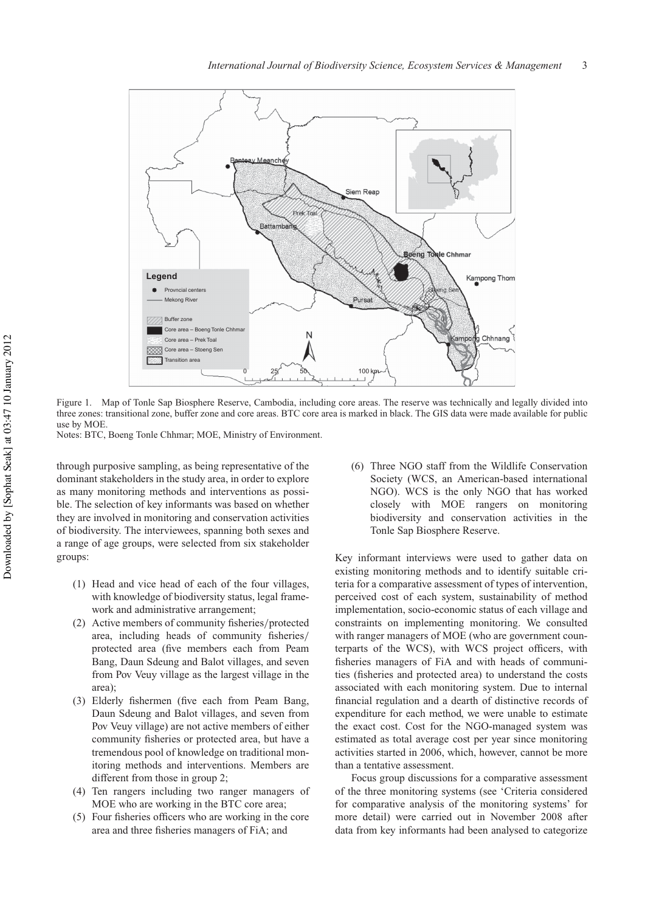Figure 1. Map of Tonle Sap Biosphere Reserve, Cambodia, including core areas. The reserve was technically and legally divided into three zones: transitional zone, buffer zone and core areas. BTC core area is marked in black. The GIS data were made available for public use by MOE.

Notes: BTC, Boeng Tonle Chhmar; MOE, Ministry of Environment.

through purposive sampling, as being representative of the dominant stakeholders in the study area, in order to explore as many monitoring methods and interventions as possible. The selection of key informants was based on whether they are involved in monitoring and conservation activities of biodiversity. The interviewees, spanning both sexes and a range of age groups, were selected from six stakeholder groups:

(1) Head and vice head of each of the four villages, with knowledge of biodiversity status, legal framework and administrative arrangement;
(2) Active members of community fisheries/protected area, including heads of community fisheries/protected area (five members each from Peam Bang, Daun Sdeung and Balot villages, and seven from Pov Veuy village as the largest village in the area);
(3) Elderly fishermen (five each from Peam Bang, Daun Sdeung and Balot villages, and seven from Pov Veuy village) are not active members of either community fisheries or protected area, but have a tremendous pool of knowledge on traditional monitoring methods and interventions. Members are different from those in group 2;
(4) Ten rangers including two ranger managers of MOE who are working in the BTC core area;
(5) Four fisheries officers who are working in the core area and three fisheries managers of FiA; and
(6) Three NGO staff from the Wildlife Conservation Society (WCS, an American-based international NGO). WCS is the only NGO that has worked closely with MOE rangers on monitoring biodiversity and conservation activities in the Tonle Sap Biosphere Reserve.

Key informant interviews were used to gather data on existing monitoring methods and to identify suitable criteria for a comparative assessment of types of intervention, perceived cost of each system, sustainability of method implementation, socio-economic status of each village and constraints on implementing monitoring. We consulted with ranger managers of MOE (who are government counterparts of the WCS), with WCS project officers, with fisheries managers of FiA and with heads of communities (fisheries and protected area) to understand the costs associated with each monitoring system. Due to internal financial regulation and a dearth of distinctive records of expenditure for each method, we were unable to estimate the exact cost. Cost for the NGO-managed system was estimated as total average cost per year since monitoring activities started in 2006, which, however, cannot be more than a tentative assessment.

Focus group discussions for a comparative assessment of the three monitoring systems (see 'Criteria considered for comparative analysis of the monitoring systems' for more detail) were carried out in November 2008 after data from key informants had been analysed to categorize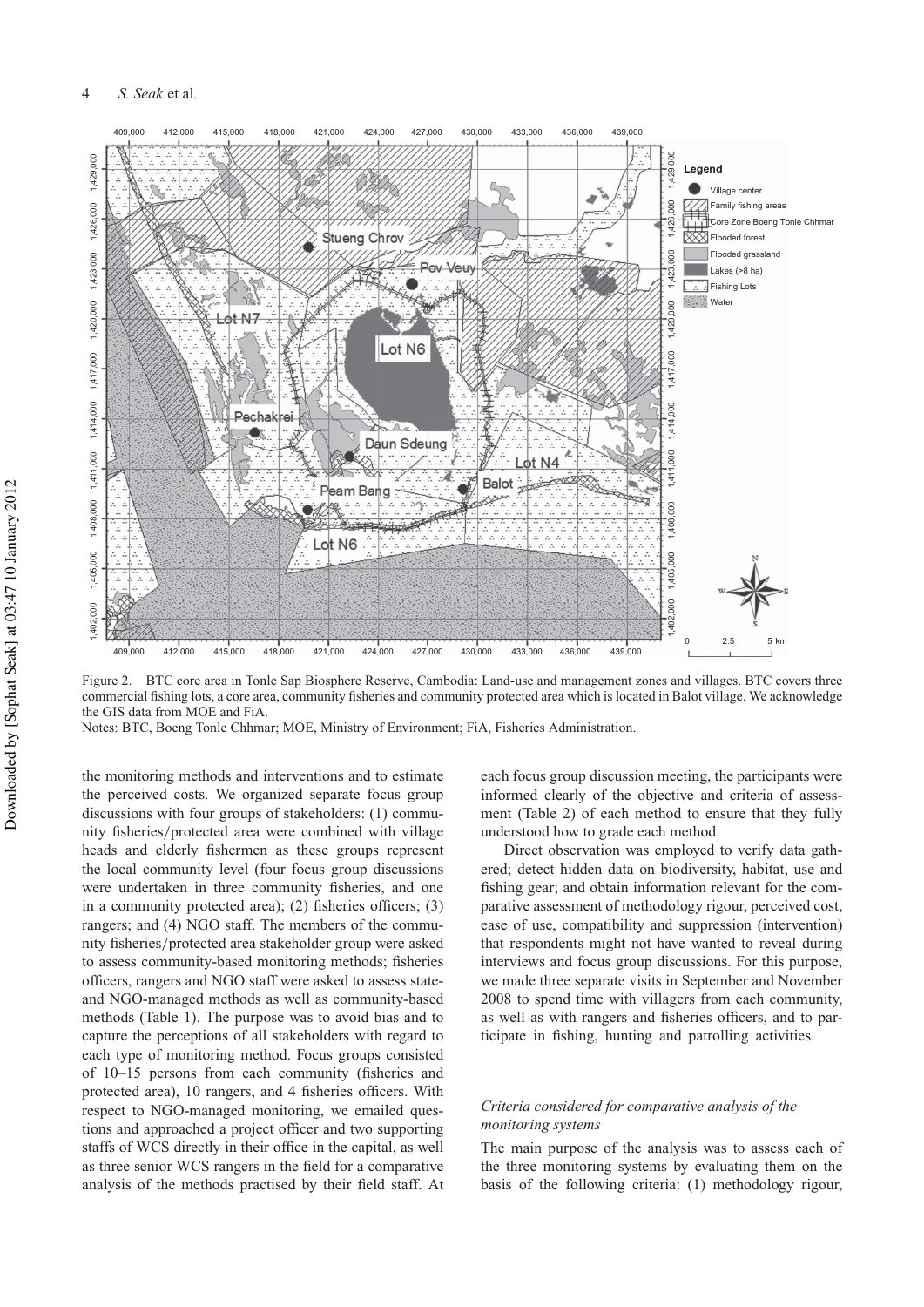Figure 2. BTC core area in Tonle Sap Biosphere Reserve, Cambodia: Land-use and management zones and villages. BTC covers three commercial fishing lots, a core area, community fisheries and community protected area which is located in Balot village. We acknowledge the GIS data from MOE and FiA.

Notes: BTC, Boeng Tonle Chhmar; MOE, Ministry of Environment; FiA, Fisheries Administration.

the monitoring methods and interventions and to estimate the perceived costs. We organized separate focus group discussions with four groups of stakeholders: (1) community fisheries/protected area were combined with village heads and elderly fishermen as these groups represent the local community level (four focus group discussions were undertaken in three community fisheries, and one in a community protected area); (2) fisheries officers; (3) rangers; and (4) NGO staff. The members of the community fisheries/protected area stakeholder group were asked to assess community-based monitoring methods; fisheries officers, rangers and NGO staff were asked to assess state- and NGO-managed methods as well as community-based methods (Table 1). The purpose was to avoid bias and to capture the perceptions of all stakeholders with regard to each type of monitoring method. Focus groups consisted of 10–15 persons from each community (fisheries and protected area), 10 rangers, and 4 fisheries officers. With respect to NGO-managed monitoring, we emailed questions and approached a project officer and two supporting staffs of WCS directly in their office in the capital, as well as three senior WCS rangers in the field for a comparative analysis of the methods practised by their field staff. At each focus group discussion meeting, the participants were informed clearly of the objective and criteria of assessment (Table 2) of each method to ensure that they fully understood how to grade each method.

Direct observation was employed to verify data gathered; detect hidden data on biodiversity, habitat, use and fishing gear; and obtain information relevant for the comparative assessment of methodology rigour, perceived cost, ease of use, compatibility and suppression (intervention) that respondents might not have wanted to reveal during interviews and focus group discussions. For this purpose, we made three separate visits in September and November 2008 to spend time with villagers from each community, as well as with rangers and fisheries officers, and to participate in fishing, hunting and patrolling activities.

### *Criteria considered for comparative analysis of the monitoring systems*

The main purpose of the analysis was to assess each of the three monitoring systems by evaluating them on the basis of the following criteria: (1) methodology rigour,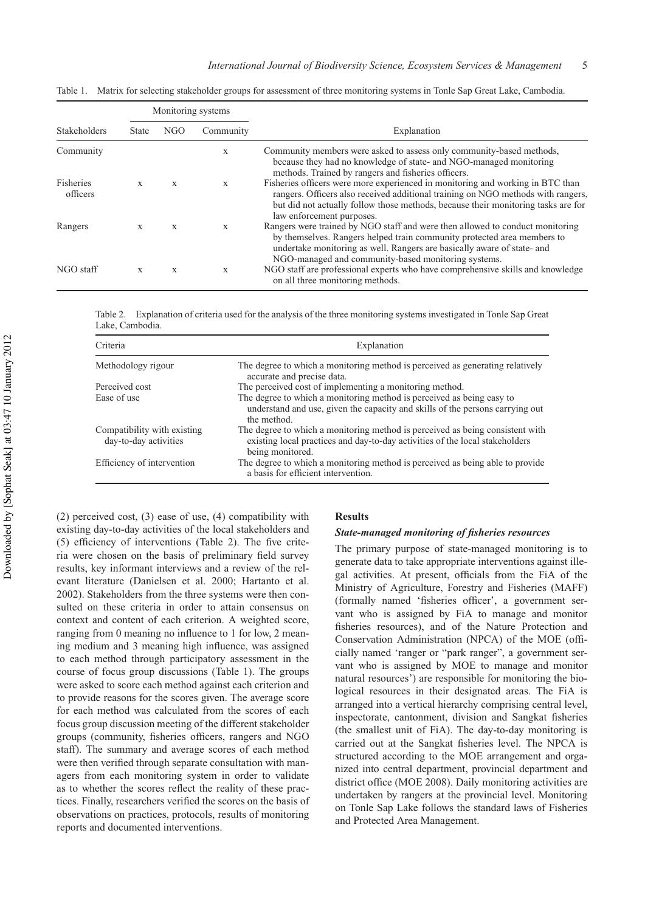Table 1. Matrix for selecting stakeholder groups for assessment of three monitoring systems in Tonle Sap Great Lake, Cambodia.

| Stakeholders | Monitoring systems | | | Explanation |
|---|---|---|---|---|
| | State | NGO | Community | |
| Community | | | x | Community members were asked to assess only community-based methods, because they had no knowledge of state- and NGO-managed monitoring methods. Trained by rangers and fisheries officers. |
| Fisheries officers | x | x | x | Fisheries officers were more experienced in monitoring and working in BTC than rangers. Officers also received additional training on NGO methods with rangers, but did not actually follow those methods, because their monitoring tasks are for law enforcement purposes. |
| Rangers | x | x | x | Rangers were trained by NGO staff and were then allowed to conduct monitoring by themselves. Rangers helped train community protected area members to undertake monitoring as well. Rangers are basically aware of state- and NGO-managed and community-based monitoring systems. |
| NGO staff | x | x | x | NGO staff are professional experts who have comprehensive skills and knowledge on all three monitoring methods. |

Table 2. Explanation of criteria used for the analysis of the three monitoring systems investigated in Tonle Sap Great Lake, Cambodia.

| Criteria | Explanation |
|---|---|
| Methodology rigour | The degree to which a monitoring method is perceived as generating relatively accurate and precise data. |
| Perceived cost | The perceived cost of implementing a monitoring method. |
| Ease of use | The degree to which a monitoring method is perceived as being easy to understand and use, given the capacity and skills of the persons carrying out the method. |
| Compatibility with existing day-to-day activities | The degree to which a monitoring method is perceived as being consistent with existing local practices and day-to-day activities of the local stakeholders being monitored. |
| Efficiency of intervention | The degree to which a monitoring method is perceived as being able to provide a basis for efficient intervention. |

(2) perceived cost, (3) ease of use, (4) compatibility with existing day-to-day activities of the local stakeholders and (5) efficiency of interventions (Table 2). The five criteria were chosen on the basis of preliminary field survey results, key informant interviews and a review of the relevant literature (Danielsen et al. 2000; Hartanto et al. 2002). Stakeholders from the three systems were then consulted on these criteria in order to attain consensus on context and content of each criterion. A weighted score, ranging from 0 meaning no influence to 1 for low, 2 meaning medium and 3 meaning high influence, was assigned to each method through participatory assessment in the course of focus group discussions (Table 1). The groups were asked to score each method against each criterion and to provide reasons for the scores given. The average score for each method was calculated from the scores of each focus group discussion meeting of the different stakeholder groups (community, fisheries officers, rangers and NGO staff). The summary and average scores of each method were then verified through separate consultation with managers from each monitoring system in order to validate as to whether the scores reflect the reality of these practices. Finally, researchers verified the scores on the basis of observations on practices, protocols, results of monitoring reports and documented interventions.

## Results

### *State-managed monitoring of fisheries resources*

The primary purpose of state-managed monitoring is to generate data to take appropriate interventions against illegal activities. At present, officials from the FiA of the Ministry of Agriculture, Forestry and Fisheries (MAFF) (formally named 'fisheries officer', a government servant who is assigned by FiA to manage and monitor fisheries resources), and of the Nature Protection and Conservation Administration (NPCA) of the MOE (officially named 'ranger or "park ranger", a government servant who is assigned by MOE to manage and monitor natural resources') are responsible for monitoring the biological resources in their designated areas. The FiA is arranged into a vertical hierarchy comprising central level, inspectorate, cantonment, division and Sangkat fisheries (the smallest unit of FiA). The day-to-day monitoring is carried out at the Sangkat fisheries level. The NPCA is structured according to the MOE arrangement and organized into central department, provincial department and district office (MOE 2008). Daily monitoring activities are undertaken by rangers at the provincial level. Monitoring on Tonle Sap Lake follows the standard laws of Fisheries and Protected Area Management.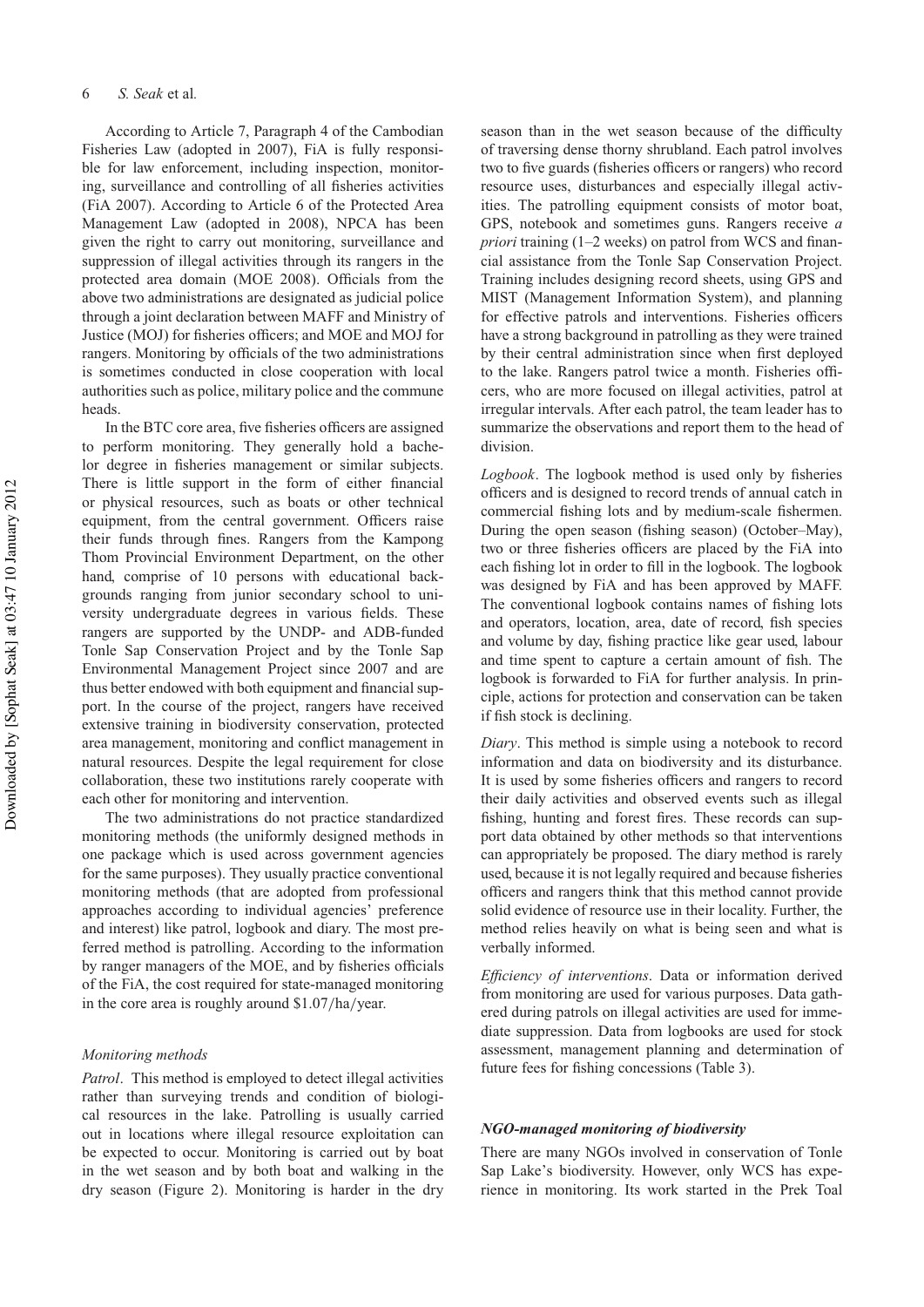According to Article 7, Paragraph 4 of the Cambodian Fisheries Law (adopted in 2007), FiA is fully responsible for law enforcement, including inspection, monitoring, surveillance and controlling of all fisheries activities (FiA 2007). According to Article 6 of the Protected Area Management Law (adopted in 2008), NPCA has been given the right to carry out monitoring, surveillance and suppression of illegal activities through its rangers in the protected area domain (MOE 2008). Officials from the above two administrations are designated as judicial police through a joint declaration between MAFF and Ministry of Justice (MOJ) for fisheries officers; and MOE and MOJ for rangers. Monitoring by officials of the two administrations is sometimes conducted in close cooperation with local authorities such as police, military police and the commune heads.

In the BTC core area, five fisheries officers are assigned to perform monitoring. They generally hold a bachelor degree in fisheries management or similar subjects. There is little support in the form of either financial or physical resources, such as boats or other technical equipment, from the central government. Officers raise their funds through fines. Rangers from the Kampong Thom Provincial Environment Department, on the other hand, comprise of 10 persons with educational backgrounds ranging from junior secondary school to university undergraduate degrees in various fields. These rangers are supported by the UNDP- and ADB-funded Tonle Sap Conservation Project and by the Tonle Sap Environmental Management Project since 2007 and are thus better endowed with both equipment and financial support. In the course of the project, rangers have received extensive training in biodiversity conservation, protected area management, monitoring and conflict management in natural resources. Despite the legal requirement for close collaboration, these two institutions rarely cooperate with each other for monitoring and intervention.

The two administrations do not practice standardized monitoring methods (the uniformly designed methods in one package which is used across government agencies for the same purposes). They usually practice conventional monitoring methods (that are adopted from professional approaches according to individual agencies' preference and interest) like patrol, logbook and diary. The most preferred method is patrolling. According to the information by ranger managers of the MOE, and by fisheries officials of the FiA, the cost required for state-managed monitoring in the core area is roughly around \$1.07/ha/year.

#### *Monitoring methods*

*Patrol*. This method is employed to detect illegal activities rather than surveying trends and condition of biological resources in the lake. Patrolling is usually carried out in locations where illegal resource exploitation can be expected to occur. Monitoring is carried out by boat in the wet season and by both boat and walking in the dry season (Figure 2). Monitoring is harder in the dry season than in the wet season because of the difficulty of traversing dense thorny shrubland. Each patrol involves two to five guards (fisheries officers or rangers) who record resource uses, disturbances and especially illegal activities. The patrolling equipment consists of motor boat, GPS, notebook and sometimes guns. Rangers receive *a priori* training (1–2 weeks) on patrol from WCS and financial assistance from the Tonle Sap Conservation Project. Training includes designing record sheets, using GPS and MIST (Management Information System), and planning for effective patrols and interventions. Fisheries officers have a strong background in patrolling as they were trained by their central administration since when first deployed to the lake. Rangers patrol twice a month. Fisheries officers, who are more focused on illegal activities, patrol at irregular intervals. After each patrol, the team leader has to summarize the observations and report them to the head of division.

*Logbook*. The logbook method is used only by fisheries officers and is designed to record trends of annual catch in commercial fishing lots and by medium-scale fishermen. During the open season (fishing season) (October–May), two or three fisheries officers are placed by the FiA into each fishing lot in order to fill in the logbook. The logbook was designed by FiA and has been approved by MAFF. The conventional logbook contains names of fishing lots and operators, location, area, date of record, fish species and volume by day, fishing practice like gear used, labour and time spent to capture a certain amount of fish. The logbook is forwarded to FiA for further analysis. In principle, actions for protection and conservation can be taken if fish stock is declining.

*Diary*. This method is simple using a notebook to record information and data on biodiversity and its disturbance. It is used by some fisheries officers and rangers to record their daily activities and observed events such as illegal fishing, hunting and forest fires. These records can support data obtained by other methods so that interventions can appropriately be proposed. The diary method is rarely used, because it is not legally required and because fisheries officers and rangers think that this method cannot provide solid evidence of resource use in their locality. Further, the method relies heavily on what is being seen and what is verbally informed.

*Efficiency of interventions*. Data or information derived from monitoring are used for various purposes. Data gathered during patrols on illegal activities are used for immediate suppression. Data from logbooks are used for stock assessment, management planning and determination of future fees for fishing concessions (Table 3).

### ***NGO-managed monitoring of biodiversity***

There are many NGOs involved in conservation of Tonle Sap Lake's biodiversity. However, only WCS has experience in monitoring. Its work started in the Prek Toal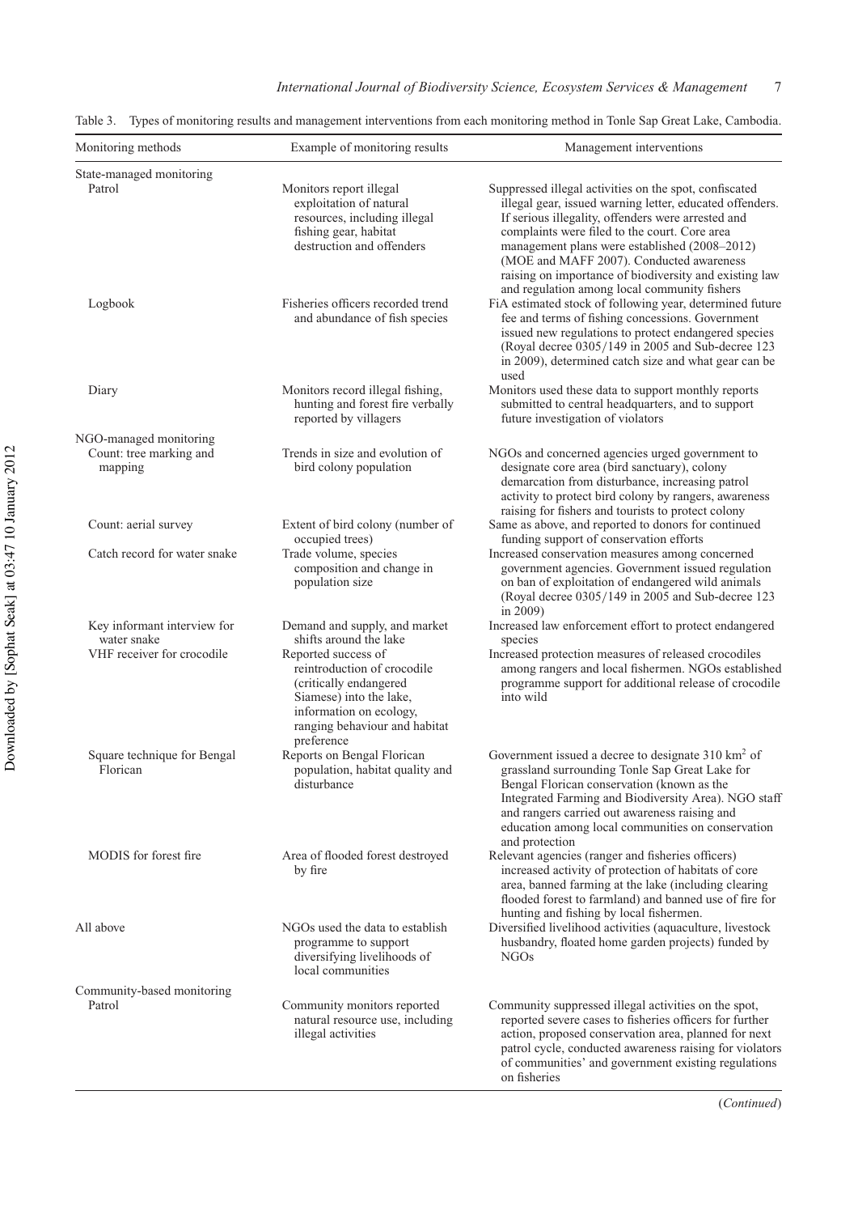Table 3. Types of monitoring results and management interventions from each monitoring method in Tonle Sap Great Lake, Cambodia.

| Monitoring methods | Example of monitoring results | Management interventions |
|---|---|---|
| State-managed monitoring | | |
| Patrol | Monitors report illegal exploitation of natural resources, including illegal fishing gear, habitat destruction and offenders | Suppressed illegal activities on the spot, confiscated illegal gear, issued warning letter, educated offenders. If serious illegality, offenders were arrested and complaints were filed to the court. Core area management plans were established (2008–2012) (MOE and MAFF 2007). Conducted awareness raising on importance of biodiversity and existing law and regulation among local community fishers |
| Logbook | Fisheries officers recorded trend and abundance of fish species | FiA estimated stock of following year, determined future fee and terms of fishing concessions. Government issued new regulations to protect endangered species (Royal decree 0305/149 in 2005 and Sub-decree 123 in 2009), determined catch size and what gear can be used |
| Diary | Monitors record illegal fishing, hunting and forest fire verbally reported by villagers | Monitors used these data to support monthly reports submitted to central headquarters, and to support future investigation of violators |
| NGO-managed monitoring | | |
| Count: tree marking and mapping | Trends in size and evolution of bird colony population | NGOs and concerned agencies urged government to designate core area (bird sanctuary), colony demarcation from disturbance, increasing patrol activity to protect bird colony by rangers, awareness raising for fishers and tourists to protect colony |
| Count: aerial survey | Extent of bird colony (number of occupied trees) | Same as above, and reported to donors for continued funding support of conservation efforts |
| Catch record for water snake | Trade volume, species composition and change in population size | Increased conservation measures among concerned government agencies. Government issued regulation on ban of exploitation of endangered wild animals (Royal decree 0305/149 in 2005 and Sub-decree 123 in 2009) |
| Key informant interview for water snake | Demand and supply, and market shifts around the lake | Increased law enforcement effort to protect endangered species |
| VHF receiver for crocodile | Reported success of reintroduction of crocodile (critically endangered Siamese) into the lake, information on ecology, ranging behaviour and habitat preference | Increased protection measures of released crocodiles among rangers and local fishermen. NGOs established programme support for additional release of crocodile into wild |
| Square technique for Bengal Florican | Reports on Bengal Florican population, habitat quality and disturbance | Government issued a decree to designate 310 km$^2$ of grassland surrounding Tonle Sap Great Lake for Bengal Florican conservation (known as the Integrated Farming and Biodiversity Area). NGO staff and rangers carried out awareness raising and education among local communities on conservation and protection |
| MODIS for forest fire | Area of flooded forest destroyed by fire | Relevant agencies (ranger and fisheries officers) increased activity of protection of habitats of core area, banned farming at the lake (including clearing flooded forest to farmland) and banned use of fire for hunting and fishing by local fishermen. |
| All above | NGOs used the data to establish programme to support diversifying livelihoods of local communities | Diversified livelihood activities (aquaculture, livestock husbandry, floated home garden projects) funded by NGOs |
| Community-based monitoring | | |
| Patrol | Community monitors reported natural resource use, including illegal activities | Community suppressed illegal activities on the spot, reported severe cases to fisheries officers for further action, proposed conservation area, planned for next patrol cycle, conducted awareness raising for violators of communities' and government existing regulations on fisheries |

(*Continued*)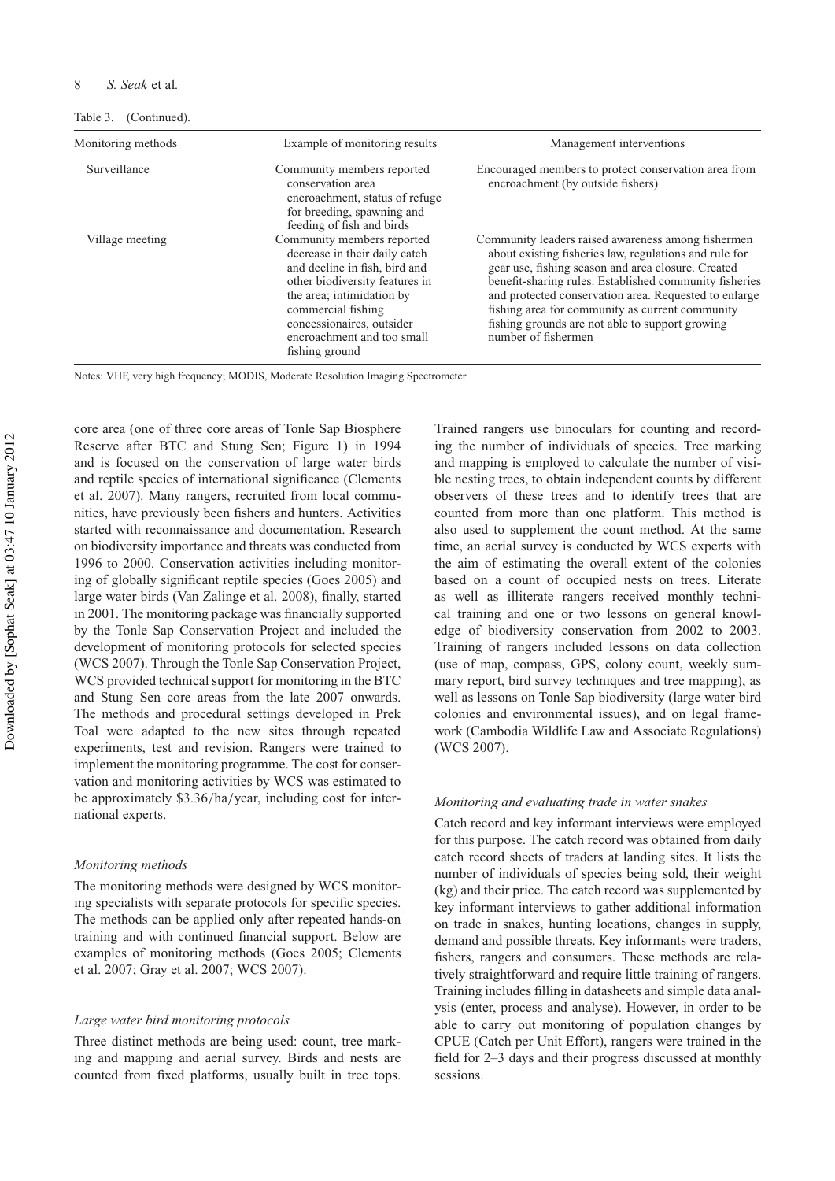Table 3. (Continued).

| Monitoring methods | Example of monitoring results | Management interventions |
| --- | --- | --- |
| Surveillance | Community members reported conservation area encroachment, status of refuge for breeding, spawning and feeding of fish and birds | Encouraged members to protect conservation area from encroachment (by outside fishers) |
| Village meeting | Community members reported decrease in their daily catch and decline in fish, bird and other biodiversity features in the area; intimidation by commercial fishing concessionaires, outsider encroachment and too small fishing ground | Community leaders raised awareness among fishermen about existing fisheries law, regulations and rule for gear use, fishing season and area closure. Created benefit-sharing rules. Established community fisheries and protected conservation area. Requested to enlarge fishing area for community as current community fishing grounds are not able to support growing number of fishermen |

Notes: VHF, very high frequency; MODIS, Moderate Resolution Imaging Spectrometer.

core area (one of three core areas of Tonle Sap Biosphere Reserve after BTC and Stung Sen; Figure 1) in 1994 and is focused on the conservation of large water birds and reptile species of international significance (Clements et al. 2007). Many rangers, recruited from local communities, have previously been fishers and hunters. Activities started with reconnaissance and documentation. Research on biodiversity importance and threats was conducted from 1996 to 2000. Conservation activities including monitoring of globally significant reptile species (Goes 2005) and large water birds (Van Zalinge et al. 2008), finally, started in 2001. The monitoring package was financially supported by the Tonle Sap Conservation Project and included the development of monitoring protocols for selected species (WCS 2007). Through the Tonle Sap Conservation Project, WCS provided technical support for monitoring in the BTC and Stung Sen core areas from the late 2007 onwards. The methods and procedural settings developed in Prek Toal were adapted to the new sites through repeated experiments, test and revision. Rangers were trained to implement the monitoring programme. The cost for conservation and monitoring activities by WCS was estimated to be approximately \$3.36/ha/year, including cost for international experts.

### *Monitoring methods*

The monitoring methods were designed by WCS monitoring specialists with separate protocols for specific species. The methods can be applied only after repeated hands-on training and with continued financial support. Below are examples of monitoring methods (Goes 2005; Clements et al. 2007; Gray et al. 2007; WCS 2007).

### *Large water bird monitoring protocols*

Three distinct methods are being used: count, tree marking and mapping and aerial survey. Birds and nests are counted from fixed platforms, usually built in tree tops. Trained rangers use binoculars for counting and recording the number of individuals of species. Tree marking and mapping is employed to calculate the number of visible nesting trees, to obtain independent counts by different observers of these trees and to identify trees that are counted from more than one platform. This method is also used to supplement the count method. At the same time, an aerial survey is conducted by WCS experts with the aim of estimating the overall extent of the colonies based on a count of occupied nests on trees. Literate as well as illiterate rangers received monthly technical training and one or two lessons on general knowledge of biodiversity conservation from 2002 to 2003. Training of rangers included lessons on data collection (use of map, compass, GPS, colony count, weekly summary report, bird survey techniques and tree mapping), as well as lessons on Tonle Sap biodiversity (large water bird colonies and environmental issues), and on legal framework (Cambodia Wildlife Law and Associate Regulations) (WCS 2007).

### *Monitoring and evaluating trade in water snakes*

Catch record and key informant interviews were employed for this purpose. The catch record was obtained from daily catch record sheets of traders at landing sites. It lists the number of individuals of species being sold, their weight (kg) and their price. The catch record was supplemented by key informant interviews to gather additional information on trade in snakes, hunting locations, changes in supply, demand and possible threats. Key informants were traders, fishers, rangers and consumers. These methods are relatively straightforward and require little training of rangers. Training includes filling in datasheets and simple data analysis (enter, process and analyse). However, in order to be able to carry out monitoring of population changes by CPUE (Catch per Unit Effort), rangers were trained in the field for 2–3 days and their progress discussed at monthly sessions.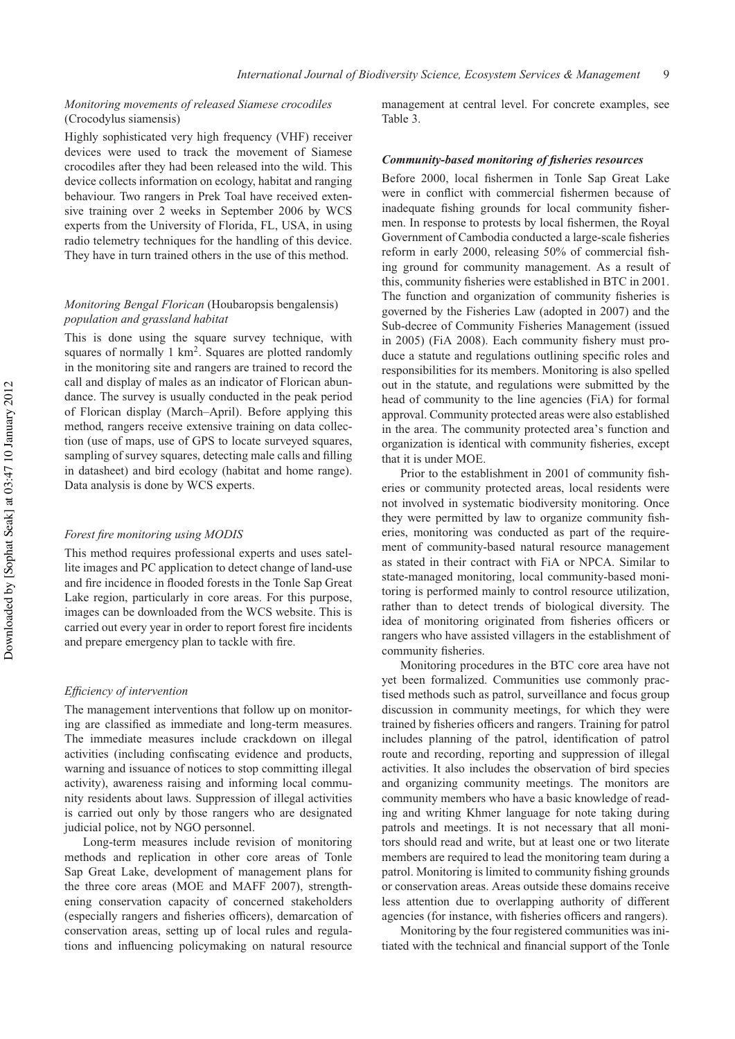*Monitoring movements of released Siamese crocodiles* (Crocodylus siamensis)

Highly sophisticated very high frequency (VHF) receiver devices were used to track the movement of Siamese crocodiles after they had been released into the wild. This device collects information on ecology, habitat and ranging behaviour. Two rangers in Prek Toal have received extensive training over 2 weeks in September 2006 by WCS experts from the University of Florida, FL, USA, in using radio telemetry techniques for the handling of this device. They have in turn trained others in the use of this method.

*Monitoring Bengal Florican* (Houbaropsis bengalensis) *population and grassland habitat*

This is done using the square survey technique, with squares of normally 1 km$^2$. Squares are plotted randomly in the monitoring site and rangers are trained to record the call and display of males as an indicator of Florican abundance. The survey is usually conducted in the peak period of Florican display (March–April). Before applying this method, rangers receive extensive training on data collection (use of maps, use of GPS to locate surveyed squares, sampling of survey squares, detecting male calls and filling in datasheet) and bird ecology (habitat and home range). Data analysis is done by WCS experts.

*Forest fire monitoring using MODIS*

This method requires professional experts and uses satellite images and PC application to detect change of land-use and fire incidence in flooded forests in the Tonle Sap Great Lake region, particularly in core areas. For this purpose, images can be downloaded from the WCS website. This is carried out every year in order to report forest fire incidents and prepare emergency plan to tackle with fire.

*Efficiency of intervention*

The management interventions that follow up on monitoring are classified as immediate and long-term measures. The immediate measures include crackdown on illegal activities (including confiscating evidence and products, warning and issuance of notices to stop committing illegal activity), awareness raising and informing local community residents about laws. Suppression of illegal activities is carried out only by those rangers who are designated judicial police, not by NGO personnel.

Long-term measures include revision of monitoring methods and replication in other core areas of Tonle Sap Great Lake, development of management plans for the three core areas (MOE and MAFF 2007), strengthening conservation capacity of concerned stakeholders (especially rangers and fisheries officers), demarcation of conservation areas, setting up of local rules and regulations and influencing policymaking on natural resource management at central level. For concrete examples, see Table 3.

***Community-based monitoring of fisheries resources***

Before 2000, local fishermen in Tonle Sap Great Lake were in conflict with commercial fishermen because of inadequate fishing grounds for local community fishermen. In response to protests by local fishermen, the Royal Government of Cambodia conducted a large-scale fisheries reform in early 2000, releasing 50% of commercial fishing ground for community management. As a result of this, community fisheries were established in BTC in 2001. The function and organization of community fisheries is governed by the Fisheries Law (adopted in 2007) and the Sub-decree of Community Fisheries Management (issued in 2005) (FiA 2008). Each community fishery must produce a statute and regulations outlining specific roles and responsibilities for its members. Monitoring is also spelled out in the statute, and regulations were submitted by the head of community to the line agencies (FiA) for formal approval. Community protected areas were also established in the area. The community protected area's function and organization is identical with community fisheries, except that it is under MOE.

Prior to the establishment in 2001 of community fisheries or community protected areas, local residents were not involved in systematic biodiversity monitoring. Once they were permitted by law to organize community fisheries, monitoring was conducted as part of the requirement of community-based natural resource management as stated in their contract with FiA or NPCA. Similar to state-managed monitoring, local community-based monitoring is performed mainly to control resource utilization, rather than to detect trends of biological diversity. The idea of monitoring originated from fisheries officers or rangers who have assisted villagers in the establishment of community fisheries.

Monitoring procedures in the BTC core area have not yet been formalized. Communities use commonly practised methods such as patrol, surveillance and focus group discussion in community meetings, for which they were trained by fisheries officers and rangers. Training for patrol includes planning of the patrol, identification of patrol route and recording, reporting and suppression of illegal activities. It also includes the observation of bird species and organizing community meetings. The monitors are community members who have a basic knowledge of reading and writing Khmer language for note taking during patrols and meetings. It is not necessary that all monitors should read and write, but at least one or two literate members are required to lead the monitoring team during a patrol. Monitoring is limited to community fishing grounds or conservation areas. Areas outside these domains receive less attention due to overlapping authority of different agencies (for instance, with fisheries officers and rangers).

Monitoring by the four registered communities was initiated with the technical and financial support of the Tonle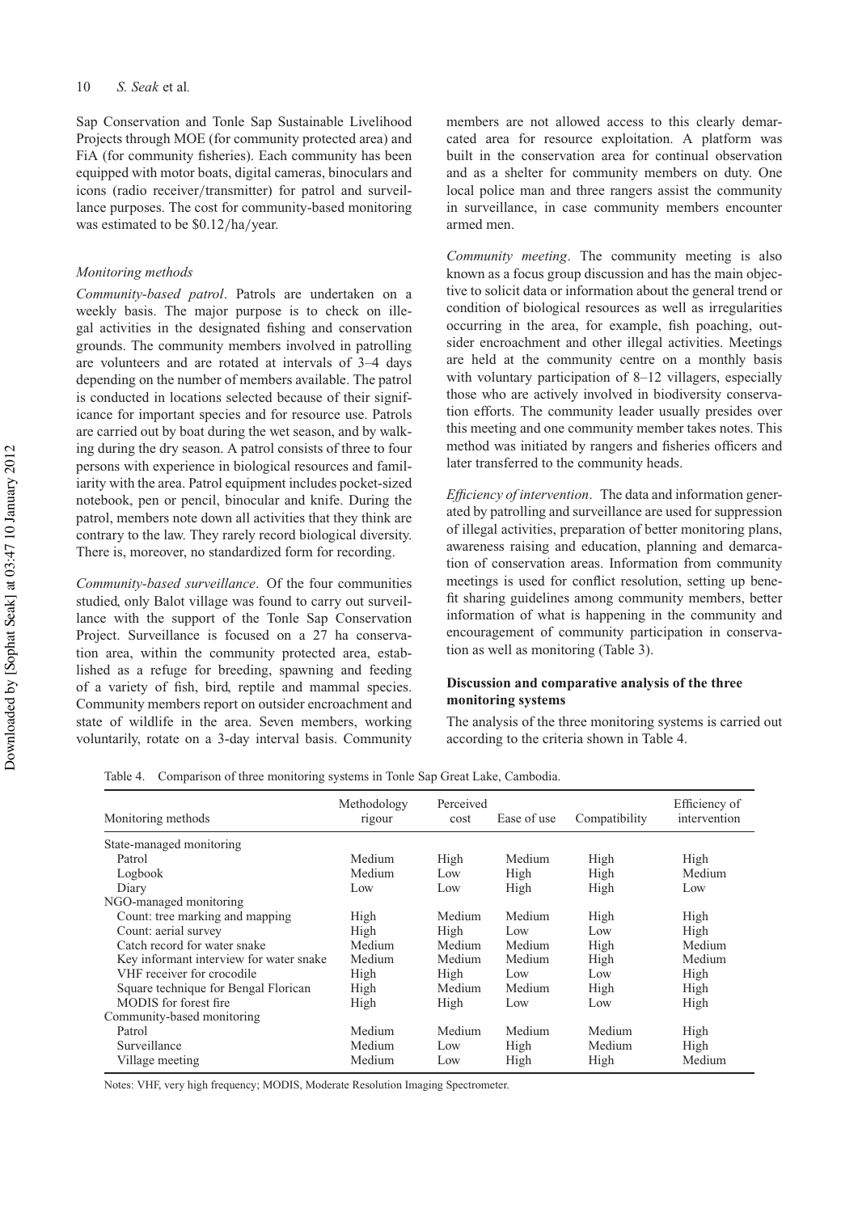Sap Conservation and Tonle Sap Sustainable Livelihood Projects through MOE (for community protected area) and FiA (for community fisheries). Each community has been equipped with motor boats, digital cameras, binoculars and icons (radio receiver/transmitter) for patrol and surveillance purposes. The cost for community-based monitoring was estimated to be $0.12/ha/year.

### Monitoring methods

*Community-based patrol*. Patrols are undertaken on a weekly basis. The major purpose is to check on illegal activities in the designated fishing and conservation grounds. The community members involved in patrolling are volunteers and are rotated at intervals of 3–4 days depending on the number of members available. The patrol is conducted in locations selected because of their significance for important species and for resource use. Patrols are carried out by boat during the wet season, and by walking during the dry season. A patrol consists of three to four persons with experience in biological resources and familiarity with the area. Patrol equipment includes pocket-sized notebook, pen or pencil, binocular and knife. During the patrol, members note down all activities that they think are contrary to the law. They rarely record biological diversity. There is, moreover, no standardized form for recording.

*Community-based surveillance*. Of the four communities studied, only Balot village was found to carry out surveillance with the support of the Tonle Sap Conservation Project. Surveillance is focused on a 27 ha conservation area, within the community protected area, established as a refuge for breeding, spawning and feeding of a variety of fish, bird, reptile and mammal species. Community members report on outsider encroachment and state of wildlife in the area. Seven members, working voluntarily, rotate on a 3-day interval basis. Community members are not allowed access to this clearly demarcated area for resource exploitation. A platform was built in the conservation area for continual observation and as a shelter for community members on duty. One local police man and three rangers assist the community in surveillance, in case community members encounter armed men.

*Community meeting*. The community meeting is also known as a focus group discussion and has the main objective to solicit data or information about the general trend or condition of biological resources as well as irregularities occurring in the area, for example, fish poaching, outsider encroachment and other illegal activities. Meetings are held at the community centre on a monthly basis with voluntary participation of 8–12 villagers, especially those who are actively involved in biodiversity conservation efforts. The community leader usually presides over this meeting and one community member takes notes. This method was initiated by rangers and fisheries officers and later transferred to the community heads.

*Efficiency of intervention*. The data and information generated by patrolling and surveillance are used for suppression of illegal activities, preparation of better monitoring plans, awareness raising and education, planning and demarcation of conservation areas. Information from community meetings is used for conflict resolution, setting up benefit sharing guidelines among community members, better information of what is happening in the community and encouragement of community participation in conservation as well as monitoring (Table 3).

## Discussion and comparative analysis of the three monitoring systems

The analysis of the three monitoring systems is carried out according to the criteria shown in Table 4.

Table 4. Comparison of three monitoring systems in Tonle Sap Great Lake, Cambodia.

| Monitoring methods | Methodology rigour | Perceived cost | Ease of use | Compatibility | Efficiency of intervention |
|---|---|---|---|---|---|
| State-managed monitoring | | | | | |
| Patrol | Medium | High | Medium | High | High |
| Logbook | Medium | Low | High | High | Medium |
| Diary | Low | Low | High | High | Low |
| NGO-managed monitoring | | | | | |
| Count: tree marking and mapping | High | Medium | Medium | High | High |
| Count: aerial survey | High | High | Low | Low | High |
| Catch record for water snake | Medium | Medium | Medium | High | Medium |
| Key informant interview for water snake | Medium | Medium | Medium | High | Medium |
| VHF receiver for crocodile | High | High | Low | Low | High |
| Square technique for Bengal Florican | High | Medium | Medium | High | High |
| MODIS for forest fire | High | High | Low | Low | High |
| Community-based monitoring | | | | | |
| Patrol | Medium | Medium | Medium | Medium | High |
| Surveillance | Medium | Low | High | Medium | High |
| Village meeting | Medium | Low | High | High | Medium |

Notes: VHF, very high frequency; MODIS, Moderate Resolution Imaging Spectrometer.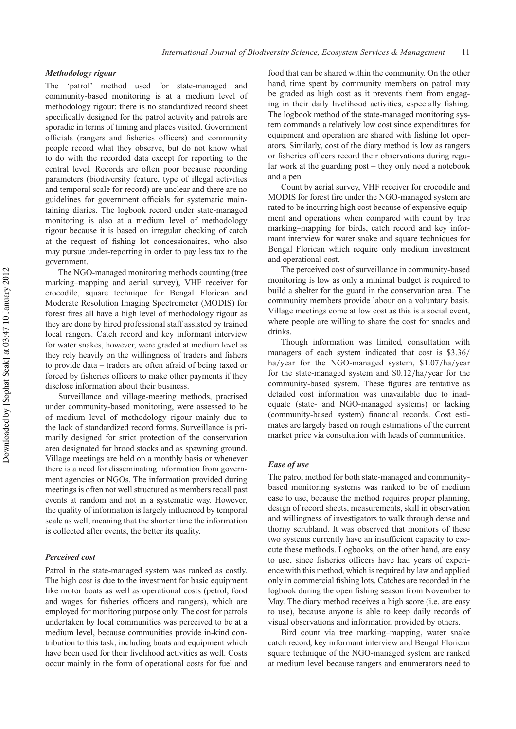### *Methodology rigour*

The 'patrol' method used for state-managed and community-based monitoring is at a medium level of methodology rigour: there is no standardized record sheet specifically designed for the patrol activity and patrols are sporadic in terms of timing and places visited. Government officials (rangers and fisheries officers) and community people record what they observe, but do not know what to do with the recorded data except for reporting to the central level. Records are often poor because recording parameters (biodiversity feature, type of illegal activities and temporal scale for record) are unclear and there are no guidelines for government officials for systematic maintaining diaries. The logbook record under state-managed monitoring is also at a medium level of methodology rigour because it is based on irregular checking of catch at the request of fishing lot concessionaires, who also may pursue under-reporting in order to pay less tax to the government.

The NGO-managed monitoring methods counting (tree marking–mapping and aerial survey), VHF receiver for crocodile, square technique for Bengal Florican and Moderate Resolution Imaging Spectrometer (MODIS) for forest fires all have a high level of methodology rigour as they are done by hired professional staff assisted by trained local rangers. Catch record and key informant interview for water snakes, however, were graded at medium level as they rely heavily on the willingness of traders and fishers to provide data – traders are often afraid of being taxed or forced by fisheries officers to make other payments if they disclose information about their business.

Surveillance and village-meeting methods, practised under community-based monitoring, were assessed to be of medium level of methodology rigour mainly due to the lack of standardized record forms. Surveillance is primarily designed for strict protection of the conservation area designated for brood stocks and as spawning ground. Village meetings are held on a monthly basis or whenever there is a need for disseminating information from government agencies or NGOs. The information provided during meetings is often not well structured as members recall past events at random and not in a systematic way. However, the quality of information is largely influenced by temporal scale as well, meaning that the shorter time the information is collected after events, the better its quality.

### *Perceived cost*

Patrol in the state-managed system was ranked as costly. The high cost is due to the investment for basic equipment like motor boats as well as operational costs (petrol, food and wages for fisheries officers and rangers), which are employed for monitoring purpose only. The cost for patrols undertaken by local communities was perceived to be at a medium level, because communities provide in-kind contribution to this task, including boats and equipment which have been used for their livelihood activities as well. Costs occur mainly in the form of operational costs for fuel and food that can be shared within the community. On the other hand, time spent by community members on patrol may be graded as high cost as it prevents them from engaging in their daily livelihood activities, especially fishing. The logbook method of the state-managed monitoring system commands a relatively low cost since expenditures for equipment and operation are shared with fishing lot operators. Similarly, cost of the diary method is low as rangers or fisheries officers record their observations during regular work at the guarding post – they only need a notebook and a pen.

Count by aerial survey, VHF receiver for crocodile and MODIS for forest fire under the NGO-managed system are rated to be incurring high cost because of expensive equipment and operations when compared with count by tree marking–mapping for birds, catch record and key informant interview for water snake and square techniques for Bengal Florican which require only medium investment and operational cost.

The perceived cost of surveillance in community-based monitoring is low as only a minimal budget is required to build a shelter for the guard in the conservation area. The community members provide labour on a voluntary basis. Village meetings come at low cost as this is a social event, where people are willing to share the cost for snacks and drinks.

Though information was limited, consultation with managers of each system indicated that cost is \$3.36/ha/year for the NGO-managed system, \$1.07/ha/year for the state-managed system and \$0.12/ha/year for the community-based system. These figures are tentative as detailed cost information was unavailable due to inadequate (state- and NGO-managed systems) or lacking (community-based system) financial records. Cost estimates are largely based on rough estimations of the current market price via consultation with heads of communities.

### *Ease of use*

The patrol method for both state-managed and community-based monitoring systems was ranked to be of medium ease to use, because the method requires proper planning, design of record sheets, measurements, skill in observation and willingness of investigators to walk through dense and thorny scrubland. It was observed that monitors of these two systems currently have an insufficient capacity to execute these methods. Logbooks, on the other hand, are easy to use, since fisheries officers have had years of experience with this method, which is required by law and applied only in commercial fishing lots. Catches are recorded in the logbook during the open fishing season from November to May. The diary method receives a high score (i.e. are easy to use), because anyone is able to keep daily records of visual observations and information provided by others.

Bird count via tree marking–mapping, water snake catch record, key informant interview and Bengal Florican square technique of the NGO-managed system are ranked at medium level because rangers and enumerators need to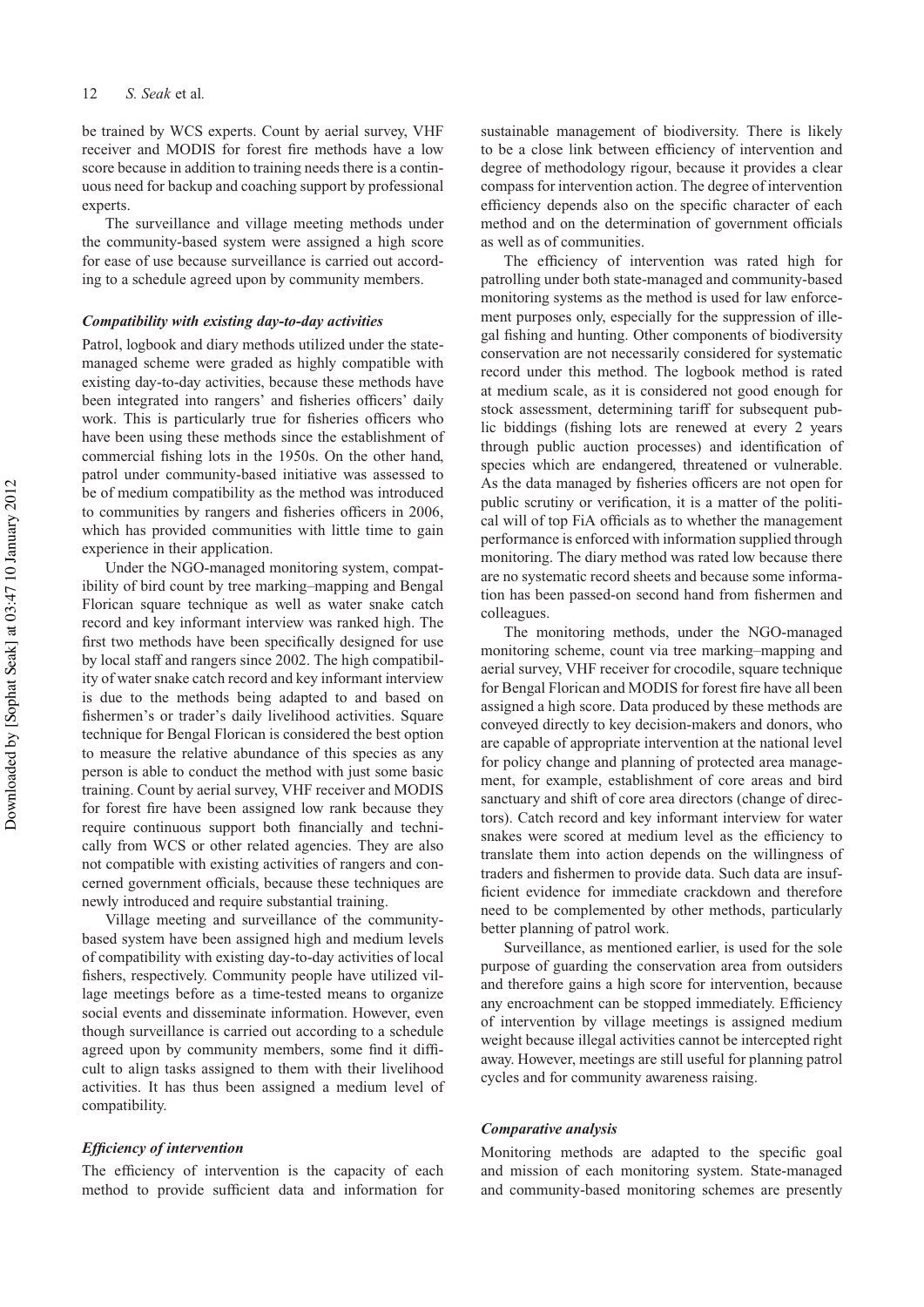be trained by WCS experts. Count by aerial survey, VHF receiver and MODIS for forest fire methods have a low score because in addition to training needs there is a continuous need for backup and coaching support by professional experts.

The surveillance and village meeting methods under the community-based system were assigned a high score for ease of use because surveillance is carried out according to a schedule agreed upon by community members.

### *Compatibility with existing day-to-day activities*

Patrol, logbook and diary methods utilized under the state-managed scheme were graded as highly compatible with existing day-to-day activities, because these methods have been integrated into rangers' and fisheries officers' daily work. This is particularly true for fisheries officers who have been using these methods since the establishment of commercial fishing lots in the 1950s. On the other hand, patrol under community-based initiative was assessed to be of medium compatibility as the method was introduced to communities by rangers and fisheries officers in 2006, which has provided communities with little time to gain experience in their application.

Under the NGO-managed monitoring system, compatibility of bird count by tree marking–mapping and Bengal Florican square technique as well as water snake catch record and key informant interview was ranked high. The first two methods have been specifically designed for use by local staff and rangers since 2002. The high compatibility of water snake catch record and key informant interview is due to the methods being adapted to and based on fishermen's or trader's daily livelihood activities. Square technique for Bengal Florican is considered the best option to measure the relative abundance of this species as any person is able to conduct the method with just some basic training. Count by aerial survey, VHF receiver and MODIS for forest fire have been assigned low rank because they require continuous support both financially and technically from WCS or other related agencies. They are also not compatible with existing activities of rangers and concerned government officials, because these techniques are newly introduced and require substantial training.

Village meeting and surveillance of the community-based system have been assigned high and medium levels of compatibility with existing day-to-day activities of local fishers, respectively. Community people have utilized village meetings before as a time-tested means to organize social events and disseminate information. However, even though surveillance is carried out according to a schedule agreed upon by community members, some find it difficult to align tasks assigned to them with their livelihood activities. It has thus been assigned a medium level of compatibility.

### *Efficiency of intervention*

The efficiency of intervention is the capacity of each method to provide sufficient data and information for sustainable management of biodiversity. There is likely to be a close link between efficiency of intervention and degree of methodology rigour, because it provides a clear compass for intervention action. The degree of intervention efficiency depends also on the specific character of each method and on the determination of government officials as well as of communities.

The efficiency of intervention was rated high for patrolling under both state-managed and community-based monitoring systems as the method is used for law enforcement purposes only, especially for the suppression of illegal fishing and hunting. Other components of biodiversity conservation are not necessarily considered for systematic record under this method. The logbook method is rated at medium scale, as it is considered not good enough for stock assessment, determining tariff for subsequent public biddings (fishing lots are renewed at every 2 years through public auction processes) and identification of species which are endangered, threatened or vulnerable. As the data managed by fisheries officers are not open for public scrutiny or verification, it is a matter of the political will of top FiA officials as to whether the management performance is enforced with information supplied through monitoring. The diary method was rated low because there are no systematic record sheets and because some information has been passed-on second hand from fishermen and colleagues.

The monitoring methods, under the NGO-managed monitoring scheme, count via tree marking–mapping and aerial survey, VHF receiver for crocodile, square technique for Bengal Florican and MODIS for forest fire have all been assigned a high score. Data produced by these methods are conveyed directly to key decision-makers and donors, who are capable of appropriate intervention at the national level for policy change and planning of protected area management, for example, establishment of core areas and bird sanctuary and shift of core area directors (change of directors). Catch record and key informant interview for water snakes were scored at medium level as the efficiency to translate them into action depends on the willingness of traders and fishermen to provide data. Such data are insufficient evidence for immediate crackdown and therefore need to be complemented by other methods, particularly better planning of patrol work.

Surveillance, as mentioned earlier, is used for the sole purpose of guarding the conservation area from outsiders and therefore gains a high score for intervention, because any encroachment can be stopped immediately. Efficiency of intervention by village meetings is assigned medium weight because illegal activities cannot be intercepted right away. However, meetings are still useful for planning patrol cycles and for community awareness raising.

### *Comparative analysis*

Monitoring methods are adapted to the specific goal and mission of each monitoring system. State-managed and community-based monitoring schemes are presently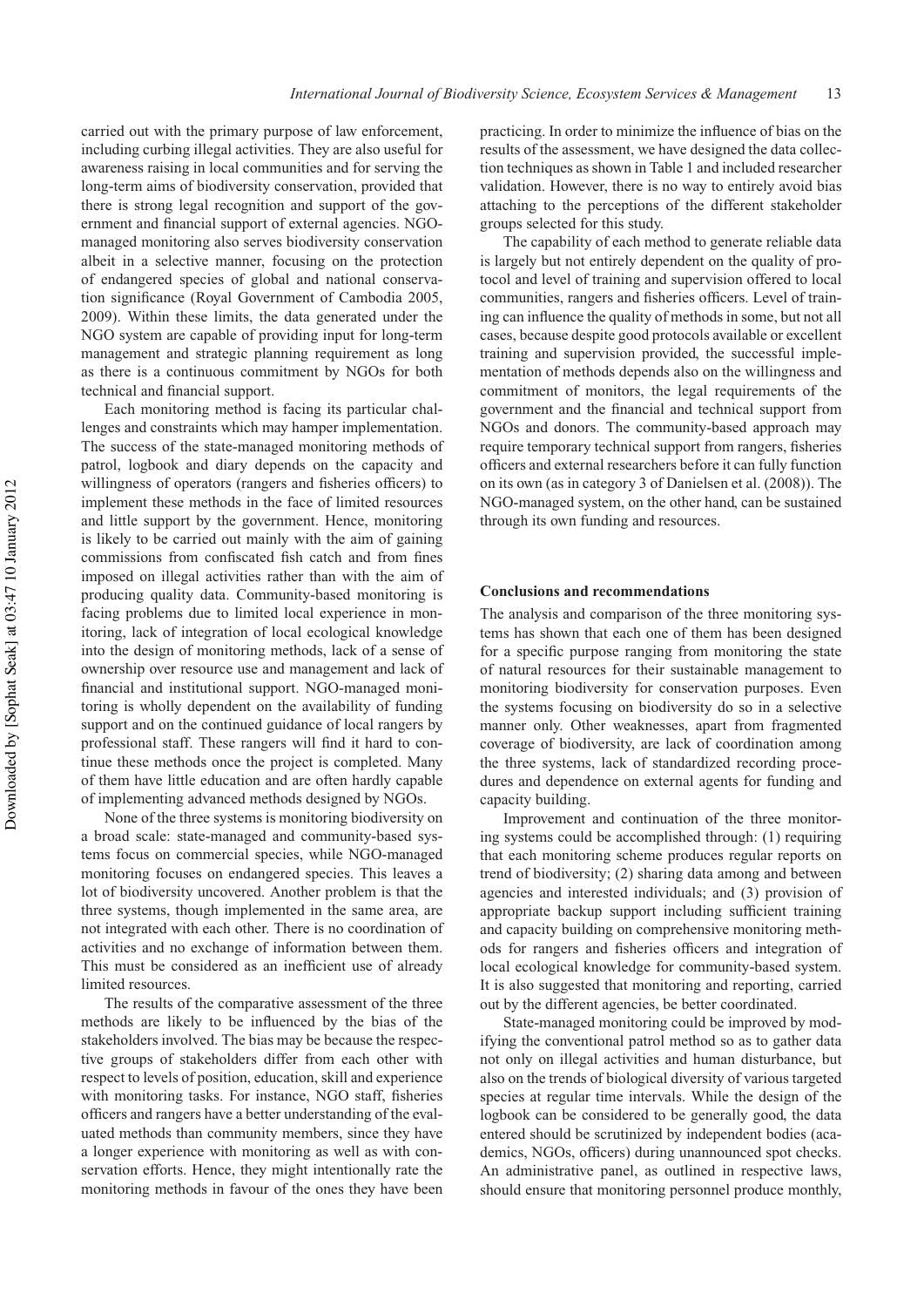carried out with the primary purpose of law enforcement, including curbing illegal activities. They are also useful for awareness raising in local communities and for serving the long-term aims of biodiversity conservation, provided that there is strong legal recognition and support of the government and financial support of external agencies. NGO-managed monitoring also serves biodiversity conservation albeit in a selective manner, focusing on the protection of endangered species of global and national conservation significance (Royal Government of Cambodia 2005, 2009). Within these limits, the data generated under the NGO system are capable of providing input for long-term management and strategic planning requirement as long as there is a continuous commitment by NGOs for both technical and financial support.

Each monitoring method is facing its particular challenges and constraints which may hamper implementation. The success of the state-managed monitoring methods of patrol, logbook and diary depends on the capacity and willingness of operators (rangers and fisheries officers) to implement these methods in the face of limited resources and little support by the government. Hence, monitoring is likely to be carried out mainly with the aim of gaining commissions from confiscated fish catch and from fines imposed on illegal activities rather than with the aim of producing quality data. Community-based monitoring is facing problems due to limited local experience in monitoring, lack of integration of local ecological knowledge into the design of monitoring methods, lack of a sense of ownership over resource use and management and lack of financial and institutional support. NGO-managed monitoring is wholly dependent on the availability of funding support and on the continued guidance of local rangers by professional staff. These rangers will find it hard to continue these methods once the project is completed. Many of them have little education and are often hardly capable of implementing advanced methods designed by NGOs.

None of the three systems is monitoring biodiversity on a broad scale: state-managed and community-based systems focus on commercial species, while NGO-managed monitoring focuses on endangered species. This leaves a lot of biodiversity uncovered. Another problem is that the three systems, though implemented in the same area, are not integrated with each other. There is no coordination of activities and no exchange of information between them. This must be considered as an inefficient use of already limited resources.

The results of the comparative assessment of the three methods are likely to be influenced by the bias of the stakeholders involved. The bias may be because the respective groups of stakeholders differ from each other with respect to levels of position, education, skill and experience with monitoring tasks. For instance, NGO staff, fisheries officers and rangers have a better understanding of the evaluated methods than community members, since they have a longer experience with monitoring as well as with conservation efforts. Hence, they might intentionally rate the monitoring methods in favour of the ones they have been practicing. In order to minimize the influence of bias on the results of the assessment, we have designed the data collection techniques as shown in Table 1 and included researcher validation. However, there is no way to entirely avoid bias attaching to the perceptions of the different stakeholder groups selected for this study.

The capability of each method to generate reliable data is largely but not entirely dependent on the quality of protocol and level of training and supervision offered to local communities, rangers and fisheries officers. Level of training can influence the quality of methods in some, but not all cases, because despite good protocols available or excellent training and supervision provided, the successful implementation of methods depends also on the willingness and commitment of monitors, the legal requirements of the government and the financial and technical support from NGOs and donors. The community-based approach may require temporary technical support from rangers, fisheries officers and external researchers before it can fully function on its own (as in category 3 of Danielsen et al. (2008)). The NGO-managed system, on the other hand, can be sustained through its own funding and resources.

## Conclusions and recommendations

The analysis and comparison of the three monitoring systems has shown that each one of them has been designed for a specific purpose ranging from monitoring the state of natural resources for their sustainable management to monitoring biodiversity for conservation purposes. Even the systems focusing on biodiversity do so in a selective manner only. Other weaknesses, apart from fragmented coverage of biodiversity, are lack of coordination among the three systems, lack of standardized recording procedures and dependence on external agents for funding and capacity building.

Improvement and continuation of the three monitoring systems could be accomplished through: (1) requiring that each monitoring scheme produces regular reports on trend of biodiversity; (2) sharing data among and between agencies and interested individuals; and (3) provision of appropriate backup support including sufficient training and capacity building on comprehensive monitoring methods for rangers and fisheries officers and integration of local ecological knowledge for community-based system. It is also suggested that monitoring and reporting, carried out by the different agencies, be better coordinated.

State-managed monitoring could be improved by modifying the conventional patrol method so as to gather data not only on illegal activities and human disturbance, but also on the trends of biological diversity of various targeted species at regular time intervals. While the design of the logbook can be considered to be generally good, the data entered should be scrutinized by independent bodies (academics, NGOs, officers) during unannounced spot checks. An administrative panel, as outlined in respective laws, should ensure that monitoring personnel produce monthly,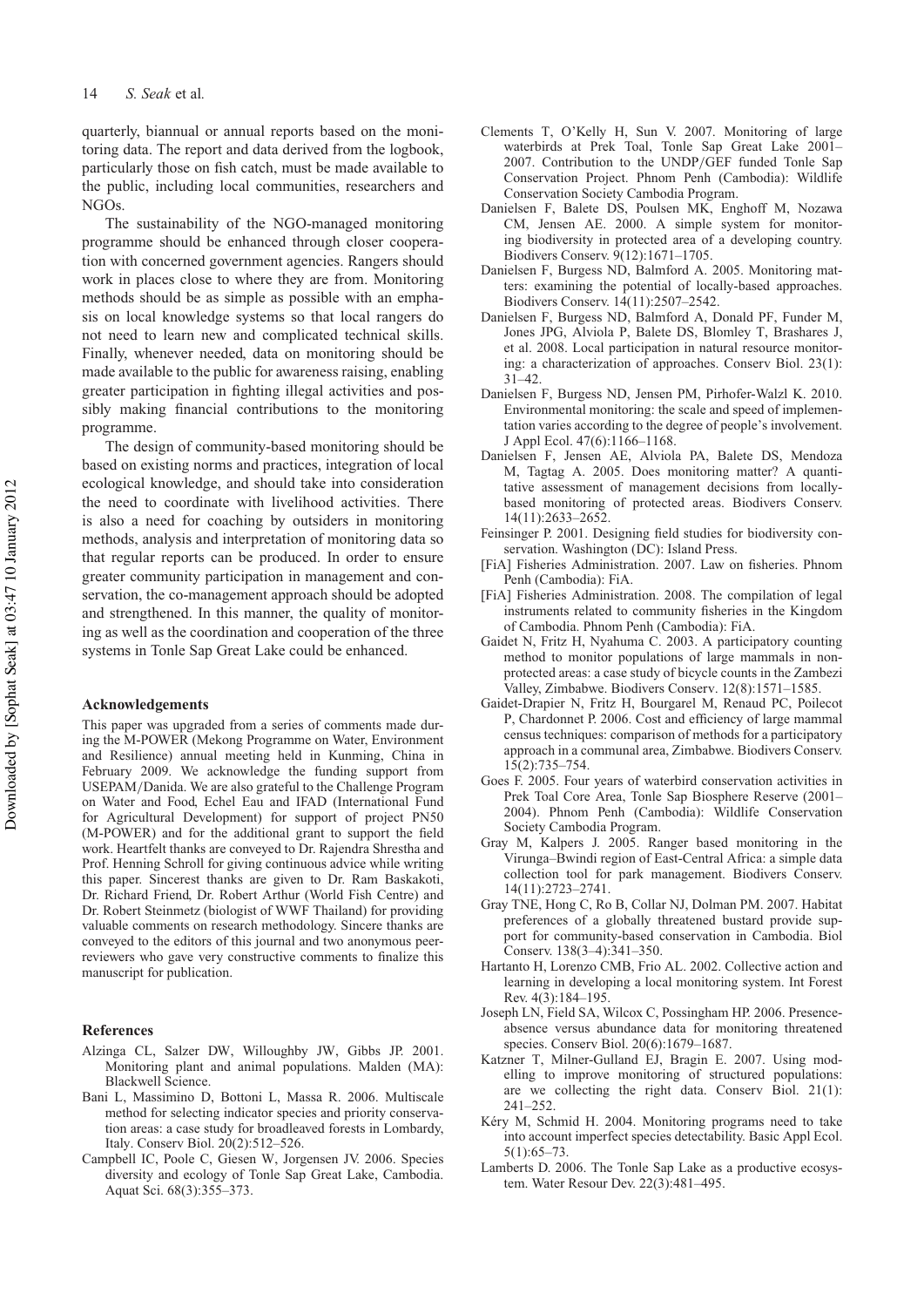quarterly, biannual or annual reports based on the monitoring data. The report and data derived from the logbook, particularly those on fish catch, must be made available to the public, including local communities, researchers and NGOs.

The sustainability of the NGO-managed monitoring programme should be enhanced through closer cooperation with concerned government agencies. Rangers should work in places close to where they are from. Monitoring methods should be as simple as possible with an emphasis on local knowledge systems so that local rangers do not need to learn new and complicated technical skills. Finally, whenever needed, data on monitoring should be made available to the public for awareness raising, enabling greater participation in fighting illegal activities and possibly making financial contributions to the monitoring programme.

The design of community-based monitoring should be based on existing norms and practices, integration of local ecological knowledge, and should take into consideration the need to coordinate with livelihood activities. There is also a need for coaching by outsiders in monitoring methods, analysis and interpretation of monitoring data so that regular reports can be produced. In order to ensure greater community participation in management and conservation, the co-management approach should be adopted and strengthened. In this manner, the quality of monitoring as well as the coordination and cooperation of the three systems in Tonle Sap Great Lake could be enhanced.

## Acknowledgements

This paper was upgraded from a series of comments made during the M-POWER (Mekong Programme on Water, Environment and Resilience) annual meeting held in Kunming, China in February 2009. We acknowledge the funding support from USEPAM/Danida. We are also grateful to the Challenge Program on Water and Food, Echel Eau and IFAD (International Fund for Agricultural Development) for support of project PN50 (M-POWER) and for the additional grant to support the field work. Heartfelt thanks are conveyed to Dr. Rajendra Shrestha and Prof. Henning Schroll for giving continuous advice while writing this paper. Sincerest thanks are given to Dr. Ram Baskakoti, Dr. Richard Friend, Dr. Robert Arthur (World Fish Centre) and Dr. Robert Steinmetz (biologist of WWF Thailand) for providing valuable comments on research methodology. Sincere thanks are conveyed to the editors of this journal and two anonymous peer-reviewers who gave very constructive comments to finalize this manuscript for publication.

## References

Alzinga CL, Salzer DW, Willoughby JW, Gibbs JP. 2001. Monitoring plant and animal populations. Malden (MA): Blackwell Science.

Bani L, Massimino D, Bottoni L, Massa R. 2006. Multiscale method for selecting indicator species and priority conservation areas: a case study for broadleaved forests in Lombardy, Italy. Conserv Biol. 20(2):512–526.

Campbell IC, Poole C, Giesen W, Jorgensen JV. 2006. Species diversity and ecology of Tonle Sap Great Lake, Cambodia. Aquat Sci. 68(3):355–373.

Clements T, O'Kelly H, Sun V. 2007. Monitoring of large waterbirds at Prek Toal, Tonle Sap Great Lake 2001–2007. Contribution to the UNDP/GEF funded Tonle Sap Conservation Project. Phnom Penh (Cambodia): Wildlife Conservation Society Cambodia Program.

Danielsen F, Balete DS, Poulsen MK, Enghoff M, Nozawa CM, Jensen AE. 2000. A simple system for monitoring biodiversity in protected area of a developing country. Biodivers Conserv. 9(12):1671–1705.

Danielsen F, Burgess ND, Balmford A. 2005. Monitoring matters: examining the potential of locally-based approaches. Biodivers Conserv. 14(11):2507–2542.

Danielsen F, Burgess ND, Balmford A, Donald PF, Funder M, Jones JPG, Alviola P, Balete DS, Blomley T, Brashares J, et al. 2008. Local participation in natural resource monitoring: a characterization of approaches. Conserv Biol. 23(1): 31–42.

Danielsen F, Burgess ND, Jensen PM, Pirhofer-Walzl K. 2010. Environmental monitoring: the scale and speed of implementation varies according to the degree of people's involvement. J Appl Ecol. 47(6):1166–1168.

Danielsen F, Jensen AE, Alviola PA, Balete DS, Mendoza M, Tagtag A. 2005. Does monitoring matter? A quantitative assessment of management decisions from locally-based monitoring of protected areas. Biodivers Conserv. 14(11):2633–2652.

Feinsinger P. 2001. Designing field studies for biodiversity conservation. Washington (DC): Island Press.

[FiA] Fisheries Administration. 2007. Law on fisheries. Phnom Penh (Cambodia): FiA.

[FiA] Fisheries Administration. 2008. The compilation of legal instruments related to community fisheries in the Kingdom of Cambodia. Phnom Penh (Cambodia): FiA.

Gaidet N, Fritz H, Nyahuma C. 2003. A participatory counting method to monitor populations of large mammals in non-protected areas: a case study of bicycle counts in the Zambezi Valley, Zimbabwe. Biodivers Conserv. 12(8):1571–1585.

Gaidet-Drapier N, Fritz H, Bourgarel M, Renaud PC, Poilecot P, Chardonnet P. 2006. Cost and efficiency of large mammal census techniques: comparison of methods for a participatory approach in a communal area, Zimbabwe. Biodivers Conserv. 15(2):735–754.

Goes F. 2005. Four years of waterbird conservation activities in Prek Toal Core Area, Tonle Sap Biosphere Reserve (2001–2004). Phnom Penh (Cambodia): Wildlife Conservation Society Cambodia Program.

Gray M, Kalpers J. 2005. Ranger based monitoring in the Virunga–Bwindi region of East-Central Africa: a simple data collection tool for park management. Biodivers Conserv. 14(11):2723–2741.

Gray TNE, Hong C, Ro B, Collar NJ, Dolman PM. 2007. Habitat preferences of a globally threatened bustard provide support for community-based conservation in Cambodia. Biol Conserv. 138(3–4):341–350.

Hartanto H, Lorenzo CMB, Frio AL. 2002. Collective action and learning in developing a local monitoring system. Int Forest Rev. 4(3):184–195.

Joseph LN, Field SA, Wilcox C, Possingham HP. 2006. Presence-absence versus abundance data for monitoring threatened species. Conserv Biol. 20(6):1679–1687.

Katzner T, Milner-Gulland EJ, Bragin E. 2007. Using modelling to improve monitoring of structured populations: are we collecting the right data. Conserv Biol. 21(1): 241–252.

Kéry M, Schmid H. 2004. Monitoring programs need to take into account imperfect species detectability. Basic Appl Ecol. 5(1):65–73.

Lamberts D. 2006. The Tonle Sap Lake as a productive ecosystem. Water Resour Dev. 22(3):481–495.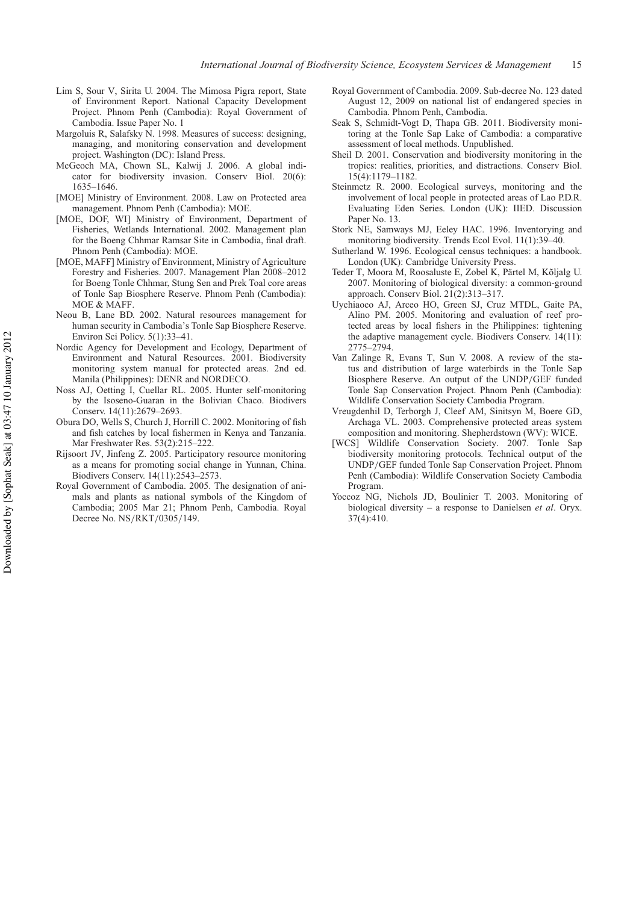Lim S, Sour V, Sirita U. 2004. The Mimosa Pigra report, State of Environment Report. National Capacity Development Project. Phnom Penh (Cambodia): Royal Government of Cambodia. Issue Paper No. 1

Margoluis R, Salafsky N. 1998. Measures of success: designing, managing, and monitoring conservation and development project. Washington (DC): Island Press.

McGeoch MA, Chown SL, Kalwij J. 2006. A global indicator for biodiversity invasion. Conserv Biol. 20(6): 1635–1646.

[MOE] Ministry of Environment. 2008. Law on Protected area management. Phnom Penh (Cambodia): MOE.

[MOE, DOF, WI] Ministry of Environment, Department of Fisheries, Wetlands International. 2002. Management plan for the Boeng Chhmar Ramsar Site in Cambodia, final draft. Phnom Penh (Cambodia): MOE.

[MOE, MAFF] Ministry of Environment, Ministry of Agriculture Forestry and Fisheries. 2007. Management Plan 2008–2012 for Boeng Tonle Chhmar, Stung Sen and Prek Toal core areas of Tonle Sap Biosphere Reserve. Phnom Penh (Cambodia): MOE & MAFF.

Neou B, Lane BD. 2002. Natural resources management for human security in Cambodia's Tonle Sap Biosphere Reserve. Environ Sci Policy. 5(1):33–41.

Nordic Agency for Development and Ecology, Department of Environment and Natural Resources. 2001. Biodiversity monitoring system manual for protected areas. 2nd ed. Manila (Philippines): DENR and NORDECO.

Noss AJ, Oetting I, Cuellar RL. 2005. Hunter self-monitoring by the Isoseno-Guaran in the Bolivian Chaco. Biodivers Conserv. 14(11):2679–2693.

Obura DO, Wells S, Church J, Horrill C. 2002. Monitoring of fish and fish catches by local fishermen in Kenya and Tanzania. Mar Freshwater Res. 53(2):215–222.

Rijsoort JV, Jinfeng Z. 2005. Participatory resource monitoring as a means for promoting social change in Yunnan, China. Biodivers Conserv. 14(11):2543–2573.

Royal Government of Cambodia. 2005. The designation of animals and plants as national symbols of the Kingdom of Cambodia; 2005 Mar 21; Phnom Penh, Cambodia. Royal Decree No. NS/RKT/0305/149.

Royal Government of Cambodia. 2009. Sub-decree No. 123 dated August 12, 2009 on national list of endangered species in Cambodia. Phnom Penh, Cambodia.

Seak S, Schmidt-Vogt D, Thapa GB. 2011. Biodiversity monitoring at the Tonle Sap Lake of Cambodia: a comparative assessment of local methods. Unpublished.

Sheil D. 2001. Conservation and biodiversity monitoring in the tropics: realities, priorities, and distractions. Conserv Biol. 15(4):1179–1182.

Steinmetz R. 2000. Ecological surveys, monitoring and the involvement of local people in protected areas of Lao P.D.R. Evaluating Eden Series. London (UK): IIED. Discussion Paper No. 13.

Stork NE, Samways MJ, Eeley HAC. 1996. Inventorying and monitoring biodiversity. Trends Ecol Evol. 11(1):39–40.

Sutherland W. 1996. Ecological census techniques: a handbook. London (UK): Cambridge University Press.

Teder T, Moora M, Roosaluste E, Zobel K, Pärtel M, Kõljalg U. 2007. Monitoring of biological diversity: a common-ground approach. Conserv Biol. 21(2):313–317.

Uychiaoco AJ, Arceo HO, Green SJ, Cruz MTDL, Gaite PA, Alino PM. 2005. Monitoring and evaluation of reef protected areas by local fishers in the Philippines: tightening the adaptive management cycle. Biodivers Conserv. 14(11): 2775–2794.

Van Zalinge R, Evans T, Sun V. 2008. A review of the status and distribution of large waterbirds in the Tonle Sap Biosphere Reserve. An output of the UNDP/GEF funded Tonle Sap Conservation Project. Phnom Penh (Cambodia): Wildlife Conservation Society Cambodia Program.

Vreugdenhil D, Terborgh J, Cleef AM, Sinitsyn M, Boere GD, Archaga VL. 2003. Comprehensive protected areas system composition and monitoring. Shepherdstown (WV): WICE.

[WCS] Wildlife Conservation Society. 2007. Tonle Sap biodiversity monitoring protocols. Technical output of the UNDP/GEF funded Tonle Sap Conservation Project. Phnom Penh (Cambodia): Wildlife Conservation Society Cambodia Program.

Yoccoz NG, Nichols JD, Boulinier T. 2003. Monitoring of biological diversity – a response to Danielsen *et al*. Oryx. 37(4):410.